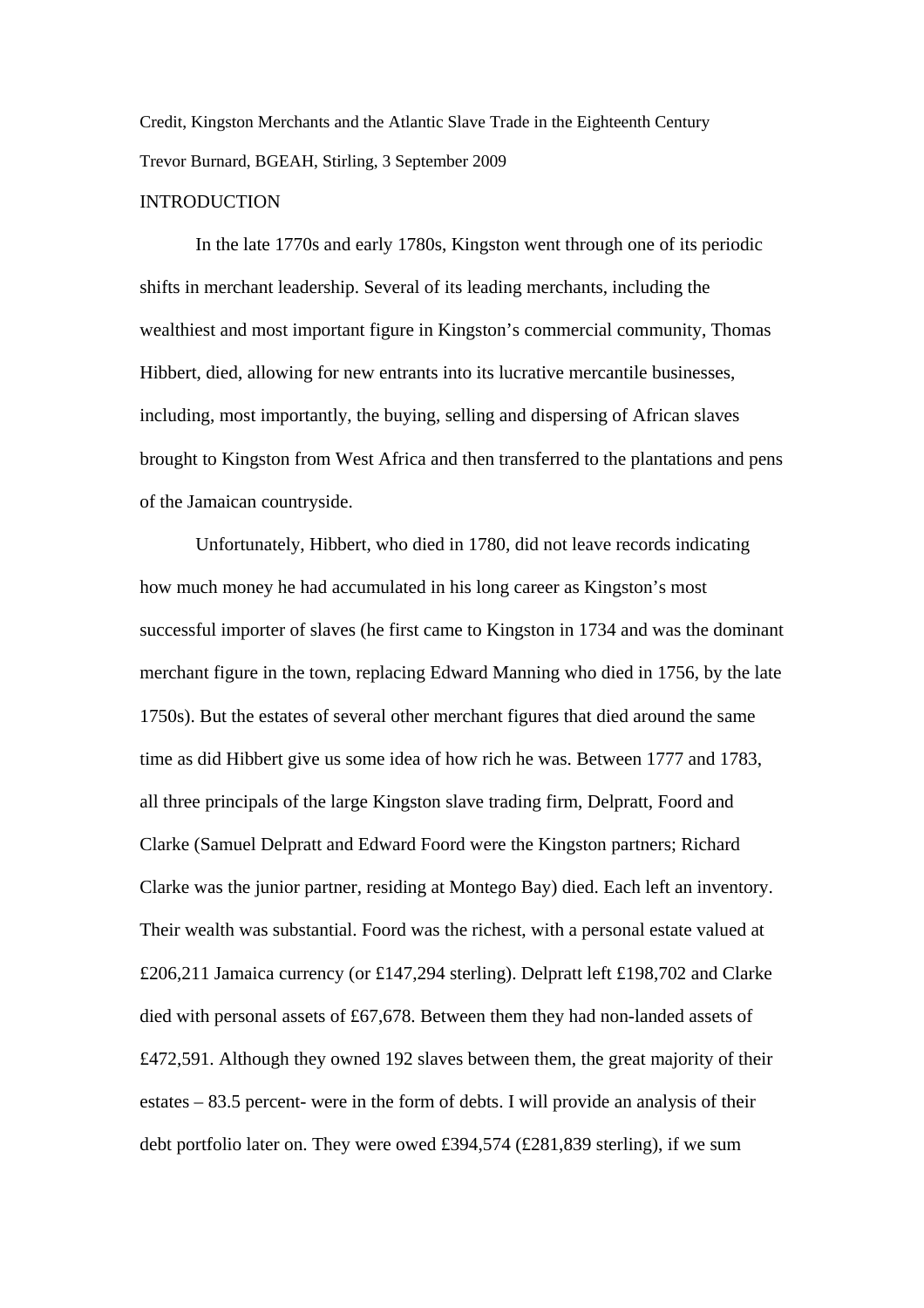Credit, Kingston Merchants and the Atlantic Slave Trade in the Eighteenth Century

Trevor Burnard, BGEAH, Stirling, 3 September 2009

## INTRODUCTION

In the late 1770s and early 1780s, Kingston went through one of its periodic shifts in merchant leadership. Several of its leading merchants, including the wealthiest and most important figure in Kingston's commercial community, Thomas Hibbert, died, allowing for new entrants into its lucrative mercantile businesses, including, most importantly, the buying, selling and dispersing of African slaves brought to Kingston from West Africa and then transferred to the plantations and pens of the Jamaican countryside.

Unfortunately, Hibbert, who died in 1780, did not leave records indicating how much money he had accumulated in his long career as Kingston's most successful importer of slaves (he first came to Kingston in 1734 and was the dominant merchant figure in the town, replacing Edward Manning who died in 1756, by the late 1750s). But the estates of several other merchant figures that died around the same time as did Hibbert give us some idea of how rich he was. Between 1777 and 1783, all three principals of the large Kingston slave trading firm, Delpratt, Foord and Clarke (Samuel Delpratt and Edward Foord were the Kingston partners; Richard Clarke was the junior partner, residing at Montego Bay) died. Each left an inventory. Their wealth was substantial. Foord was the richest, with a personal estate valued at £206,211 Jamaica currency (or £147,294 sterling). Delpratt left £198,702 and Clarke died with personal assets of £67,678. Between them they had non-landed assets of £472,591. Although they owned 192 slaves between them, the great majority of their estates – 83.5 percent- were in the form of debts. I will provide an analysis of their debt portfolio later on. They were owed £394,574 (£281,839 sterling), if we sum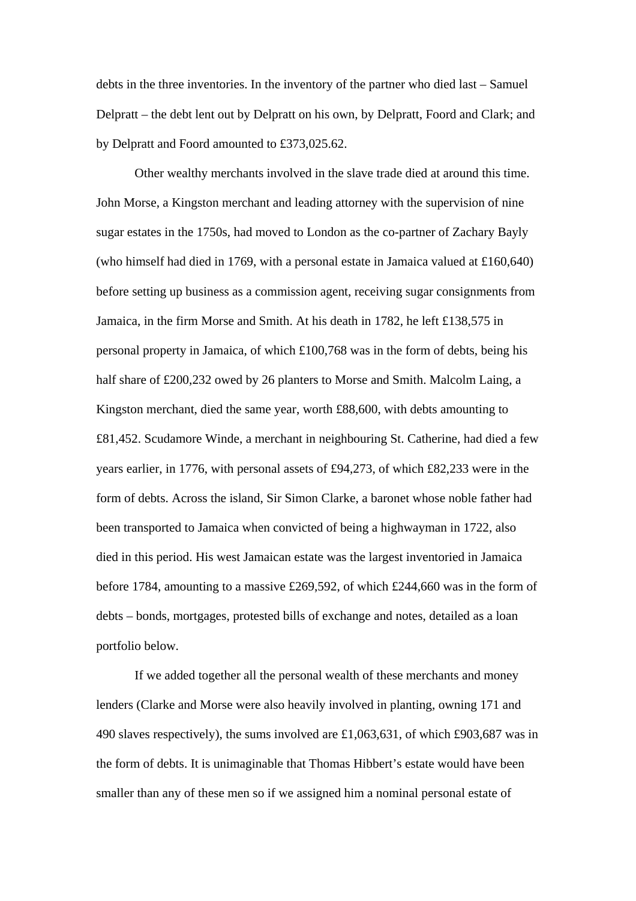debts in the three inventories. In the inventory of the partner who died last – Samuel Delpratt – the debt lent out by Delpratt on his own, by Delpratt, Foord and Clark; and by Delpratt and Foord amounted to £373,025.62.

Other wealthy merchants involved in the slave trade died at around this time. John Morse, a Kingston merchant and leading attorney with the supervision of nine sugar estates in the 1750s, had moved to London as the co-partner of Zachary Bayly (who himself had died in 1769, with a personal estate in Jamaica valued at £160,640) before setting up business as a commission agent, receiving sugar consignments from Jamaica, in the firm Morse and Smith. At his death in 1782, he left £138,575 in personal property in Jamaica, of which £100,768 was in the form of debts, being his half share of £200,232 owed by 26 planters to Morse and Smith. Malcolm Laing, a Kingston merchant, died the same year, worth £88,600, with debts amounting to £81,452. Scudamore Winde, a merchant in neighbouring St. Catherine, had died a few years earlier, in 1776, with personal assets of £94,273, of which £82,233 were in the form of debts. Across the island, Sir Simon Clarke, a baronet whose noble father had been transported to Jamaica when convicted of being a highwayman in 1722, also died in this period. His west Jamaican estate was the largest inventoried in Jamaica before 1784, amounting to a massive £269,592, of which £244,660 was in the form of debts – bonds, mortgages, protested bills of exchange and notes, detailed as a loan portfolio below.

If we added together all the personal wealth of these merchants and money lenders (Clarke and Morse were also heavily involved in planting, owning 171 and 490 slaves respectively), the sums involved are £1,063,631, of which £903,687 was in the form of debts. It is unimaginable that Thomas Hibbert's estate would have been smaller than any of these men so if we assigned him a nominal personal estate of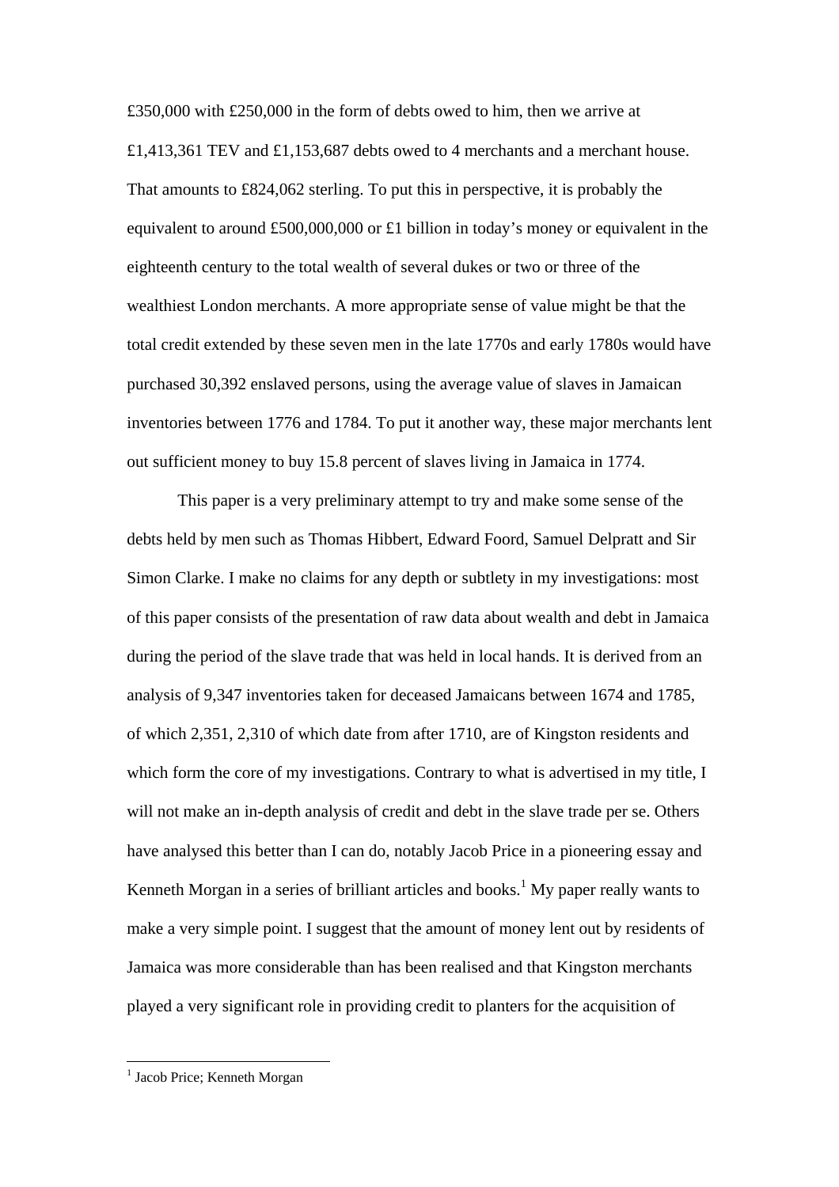£350,000 with £250,000 in the form of debts owed to him, then we arrive at £1,413,361 TEV and £1,153,687 debts owed to 4 merchants and a merchant house. That amounts to £824,062 sterling. To put this in perspective, it is probably the equivalent to around £500,000,000 or £1 billion in today's money or equivalent in the eighteenth century to the total wealth of several dukes or two or three of the wealthiest London merchants. A more appropriate sense of value might be that the total credit extended by these seven men in the late 1770s and early 1780s would have purchased 30,392 enslaved persons, using the average value of slaves in Jamaican inventories between 1776 and 1784. To put it another way, these major merchants lent out sufficient money to buy 15.8 percent of slaves living in Jamaica in 1774.

This paper is a very preliminary attempt to try and make some sense of the debts held by men such as Thomas Hibbert, Edward Foord, Samuel Delpratt and Sir Simon Clarke. I make no claims for any depth or subtlety in my investigations: most of this paper consists of the presentation of raw data about wealth and debt in Jamaica during the period of the slave trade that was held in local hands. It is derived from an analysis of 9,347 inventories taken for deceased Jamaicans between 1674 and 1785, of which 2,351, 2,310 of which date from after 1710, are of Kingston residents and which form the core of my investigations. Contrary to what is advertised in my title, I will not make an in-depth analysis of credit and debt in the slave trade per se. Others have analysed this better than I can do, notably Jacob Price in a pioneering essay and Kenneth Morgan in a series of brilliant articles and books.[1] My paper really wants to make a very simple point. I suggest that the amount of money lent out by residents of Jamaica was more considerable than has been realised and that Kingston merchants played a very significant role in providing credit to planters for the acquisition of

[1] Jacob Price; Kenneth Morgan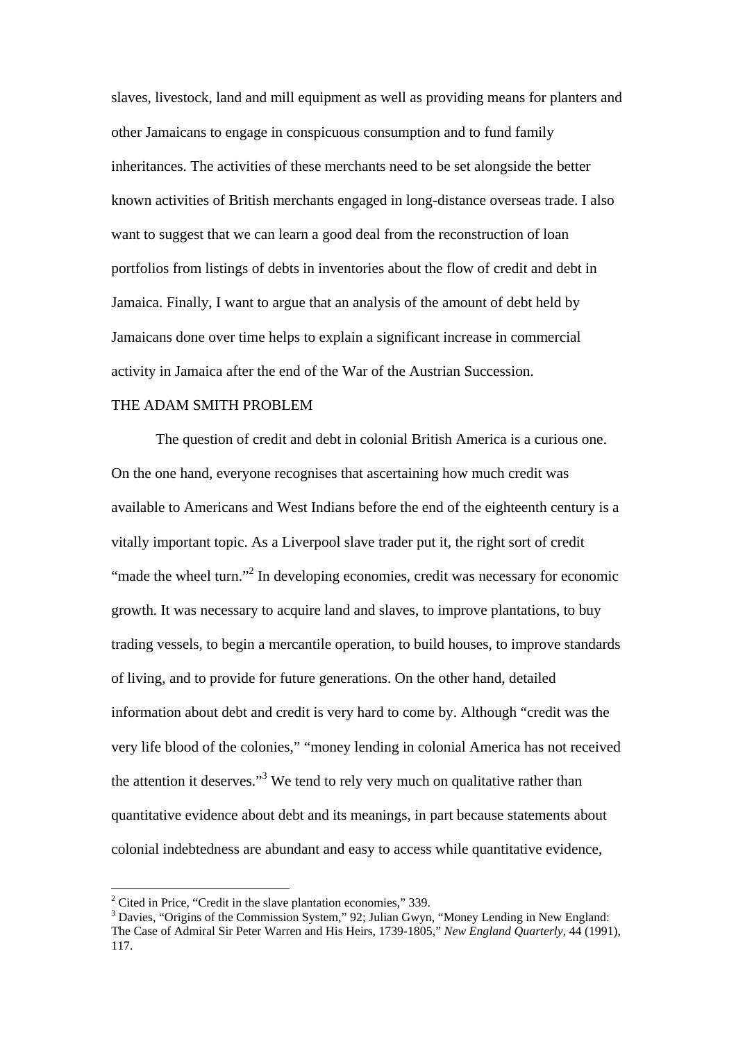slaves, livestock, land and mill equipment as well as providing means for planters and other Jamaicans to engage in conspicuous consumption and to fund family inheritances. The activities of these merchants need to be set alongside the better known activities of British merchants engaged in long-distance overseas trade. I also want to suggest that we can learn a good deal from the reconstruction of loan portfolios from listings of debts in inventories about the flow of credit and debt in Jamaica. Finally, I want to argue that an analysis of the amount of debt held by Jamaicans done over time helps to explain a significant increase in commercial activity in Jamaica after the end of the War of the Austrian Succession.

## THE ADAM SMITH PROBLEM

The question of credit and debt in colonial British America is a curious one. On the one hand, everyone recognises that ascertaining how much credit was available to Americans and West Indians before the end of the eighteenth century is a vitally important topic. As a Liverpool slave trader put it, the right sort of credit "made the wheel turn."[2] In developing economies, credit was necessary for economic growth. It was necessary to acquire land and slaves, to improve plantations, to buy trading vessels, to begin a mercantile operation, to build houses, to improve standards of living, and to provide for future generations. On the other hand, detailed information about debt and credit is very hard to come by. Although "credit was the very life blood of the colonies," "money lending in colonial America has not received the attention it deserves."[3] We tend to rely very much on qualitative rather than quantitative evidence about debt and its meanings, in part because statements about colonial indebtedness are abundant and easy to access while quantitative evidence,

---

[2] Cited in Price, "Credit in the slave plantation economies," 339.

[3] Davies, "Origins of the Commission System," 92; Julian Gwyn, "Money Lending in New England: The Case of Admiral Sir Peter Warren and His Heirs, 1739-1805," *New England Quarterly*, 44 (1991), 117.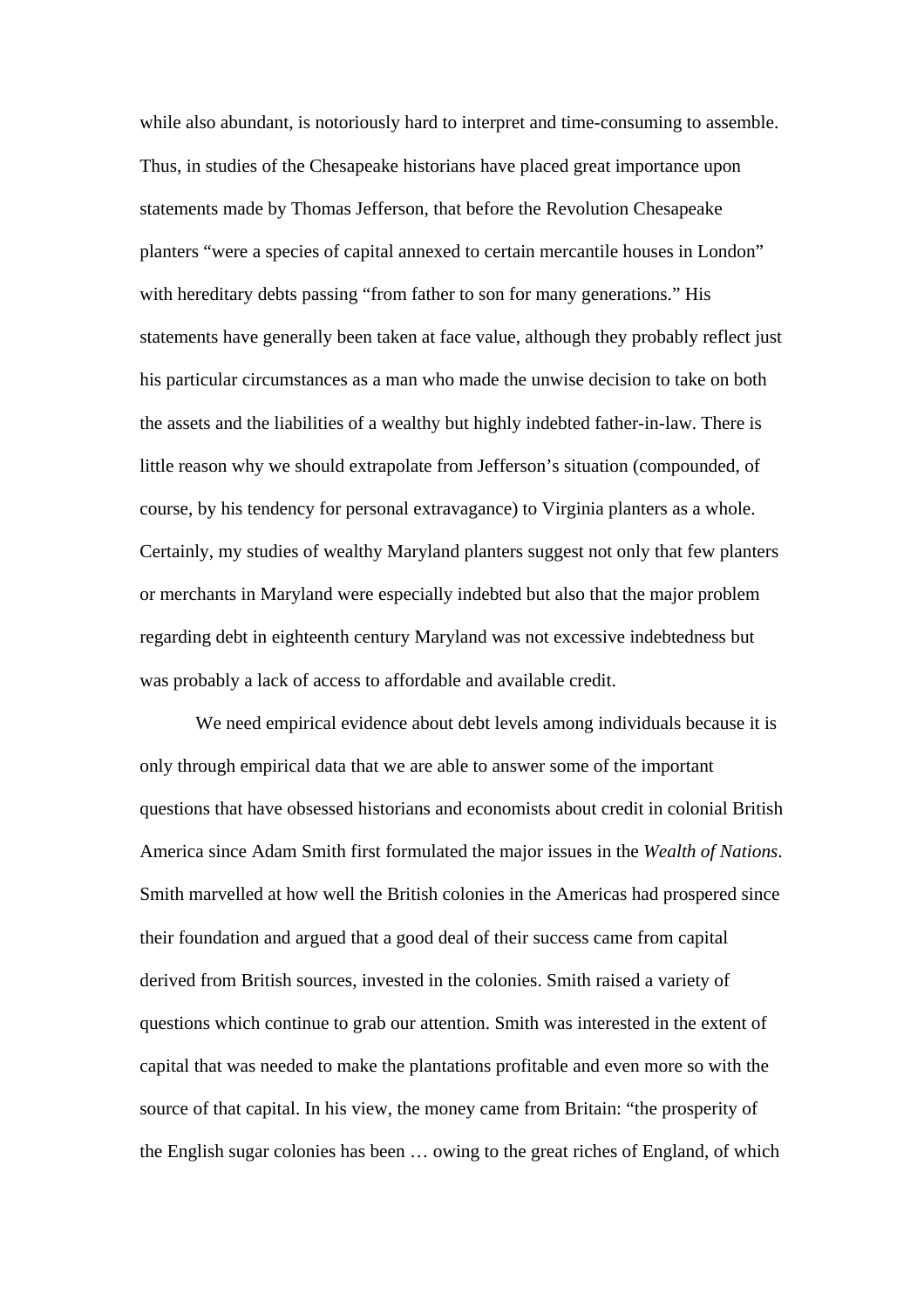while also abundant, is notoriously hard to interpret and time-consuming to assemble. Thus, in studies of the Chesapeake historians have placed great importance upon statements made by Thomas Jefferson, that before the Revolution Chesapeake planters "were a species of capital annexed to certain mercantile houses in London" with hereditary debts passing "from father to son for many generations." His statements have generally been taken at face value, although they probably reflect just his particular circumstances as a man who made the unwise decision to take on both the assets and the liabilities of a wealthy but highly indebted father-in-law. There is little reason why we should extrapolate from Jefferson's situation (compounded, of course, by his tendency for personal extravagance) to Virginia planters as a whole. Certainly, my studies of wealthy Maryland planters suggest not only that few planters or merchants in Maryland were especially indebted but also that the major problem regarding debt in eighteenth century Maryland was not excessive indebtedness but was probably a lack of access to affordable and available credit.

We need empirical evidence about debt levels among individuals because it is only through empirical data that we are able to answer some of the important questions that have obsessed historians and economists about credit in colonial British America since Adam Smith first formulated the major issues in the *Wealth of Nations*. Smith marvelled at how well the British colonies in the Americas had prospered since their foundation and argued that a good deal of their success came from capital derived from British sources, invested in the colonies. Smith raised a variety of questions which continue to grab our attention. Smith was interested in the extent of capital that was needed to make the plantations profitable and even more so with the source of that capital. In his view, the money came from Britain: "the prosperity of the English sugar colonies has been … owing to the great riches of England, of which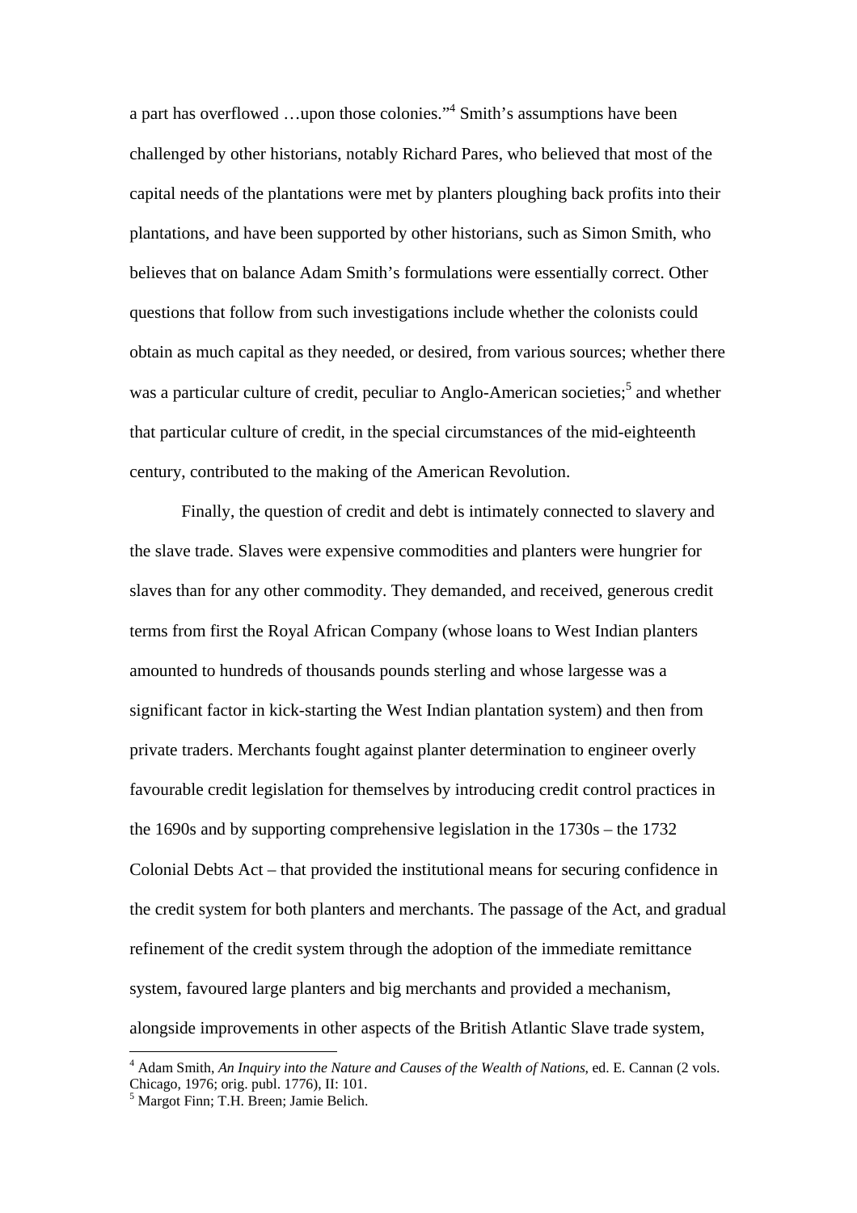a part has overflowed …upon those colonies."[4] Smith's assumptions have been challenged by other historians, notably Richard Pares, who believed that most of the capital needs of the plantations were met by planters ploughing back profits into their plantations, and have been supported by other historians, such as Simon Smith, who believes that on balance Adam Smith's formulations were essentially correct. Other questions that follow from such investigations include whether the colonists could obtain as much capital as they needed, or desired, from various sources; whether there was a particular culture of credit, peculiar to Anglo-American societies;[5] and whether that particular culture of credit, in the special circumstances of the mid-eighteenth century, contributed to the making of the American Revolution.

Finally, the question of credit and debt is intimately connected to slavery and the slave trade. Slaves were expensive commodities and planters were hungrier for slaves than for any other commodity. They demanded, and received, generous credit terms from first the Royal African Company (whose loans to West Indian planters amounted to hundreds of thousands pounds sterling and whose largesse was a significant factor in kick-starting the West Indian plantation system) and then from private traders. Merchants fought against planter determination to engineer overly favourable credit legislation for themselves by introducing credit control practices in the 1690s and by supporting comprehensive legislation in the 1730s – the 1732 Colonial Debts Act – that provided the institutional means for securing confidence in the credit system for both planters and merchants. The passage of the Act, and gradual refinement of the credit system through the adoption of the immediate remittance system, favoured large planters and big merchants and provided a mechanism, alongside improvements in other aspects of the British Atlantic Slave trade system,

---

[4] Adam Smith, *An Inquiry into the Nature and Causes of the Wealth of Nations*, ed. E. Cannan (2 vols. Chicago, 1976; orig. publ. 1776), II: 101.

[5] Margot Finn; T.H. Breen; Jamie Belich.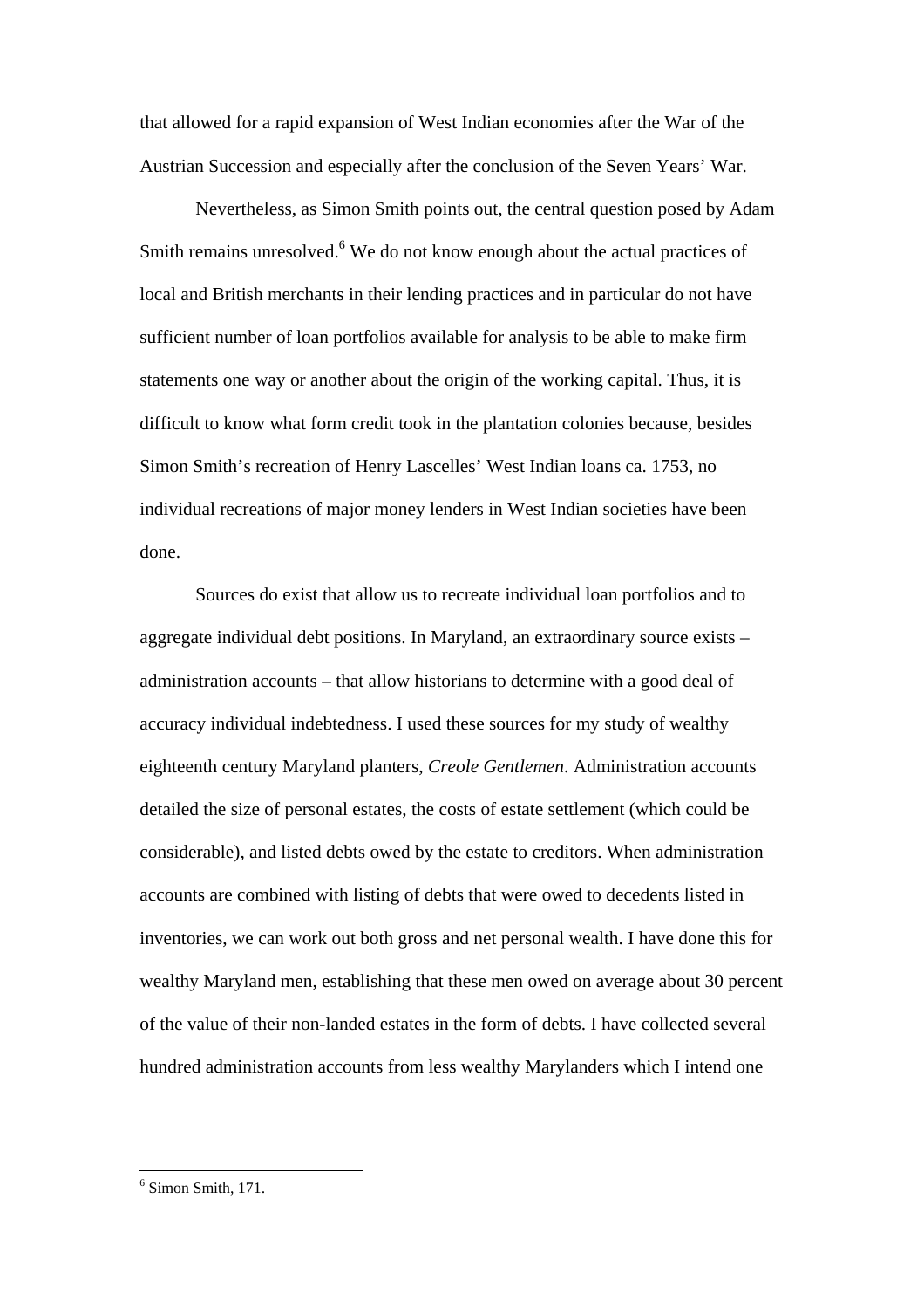that allowed for a rapid expansion of West Indian economies after the War of the Austrian Succession and especially after the conclusion of the Seven Years' War.

Nevertheless, as Simon Smith points out, the central question posed by Adam Smith remains unresolved.[6] We do not know enough about the actual practices of local and British merchants in their lending practices and in particular do not have sufficient number of loan portfolios available for analysis to be able to make firm statements one way or another about the origin of the working capital. Thus, it is difficult to know what form credit took in the plantation colonies because, besides Simon Smith's recreation of Henry Lascelles' West Indian loans ca. 1753, no individual recreations of major money lenders in West Indian societies have been done.

Sources do exist that allow us to recreate individual loan portfolios and to aggregate individual debt positions. In Maryland, an extraordinary source exists – administration accounts – that allow historians to determine with a good deal of accuracy individual indebtedness. I used these sources for my study of wealthy eighteenth century Maryland planters, *Creole Gentlemen*. Administration accounts detailed the size of personal estates, the costs of estate settlement (which could be considerable), and listed debts owed by the estate to creditors. When administration accounts are combined with listing of debts that were owed to decedents listed in inventories, we can work out both gross and net personal wealth. I have done this for wealthy Maryland men, establishing that these men owed on average about 30 percent of the value of their non-landed estates in the form of debts. I have collected several hundred administration accounts from less wealthy Marylanders which I intend one

[6] Simon Smith, 171.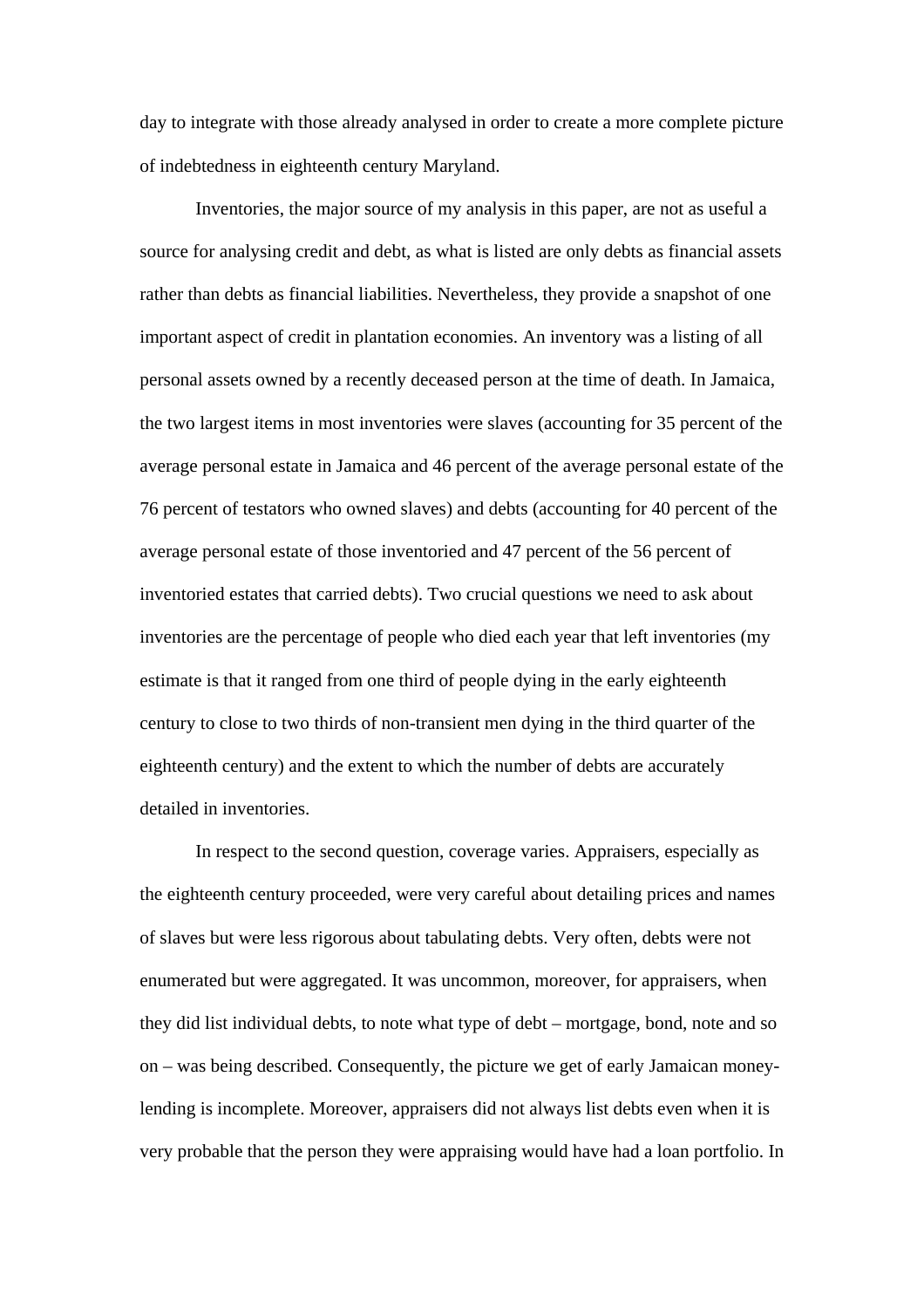day to integrate with those already analysed in order to create a more complete picture of indebtedness in eighteenth century Maryland.

Inventories, the major source of my analysis in this paper, are not as useful a source for analysing credit and debt, as what is listed are only debts as financial assets rather than debts as financial liabilities. Nevertheless, they provide a snapshot of one important aspect of credit in plantation economies. An inventory was a listing of all personal assets owned by a recently deceased person at the time of death. In Jamaica, the two largest items in most inventories were slaves (accounting for 35 percent of the average personal estate in Jamaica and 46 percent of the average personal estate of the 76 percent of testators who owned slaves) and debts (accounting for 40 percent of the average personal estate of those inventoried and 47 percent of the 56 percent of inventoried estates that carried debts). Two crucial questions we need to ask about inventories are the percentage of people who died each year that left inventories (my estimate is that it ranged from one third of people dying in the early eighteenth century to close to two thirds of non-transient men dying in the third quarter of the eighteenth century) and the extent to which the number of debts are accurately detailed in inventories.

In respect to the second question, coverage varies. Appraisers, especially as the eighteenth century proceeded, were very careful about detailing prices and names of slaves but were less rigorous about tabulating debts. Very often, debts were not enumerated but were aggregated. It was uncommon, moreover, for appraisers, when they did list individual debts, to note what type of debt – mortgage, bond, note and so on – was being described. Consequently, the picture we get of early Jamaican money-lending is incomplete. Moreover, appraisers did not always list debts even when it is very probable that the person they were appraising would have had a loan portfolio. In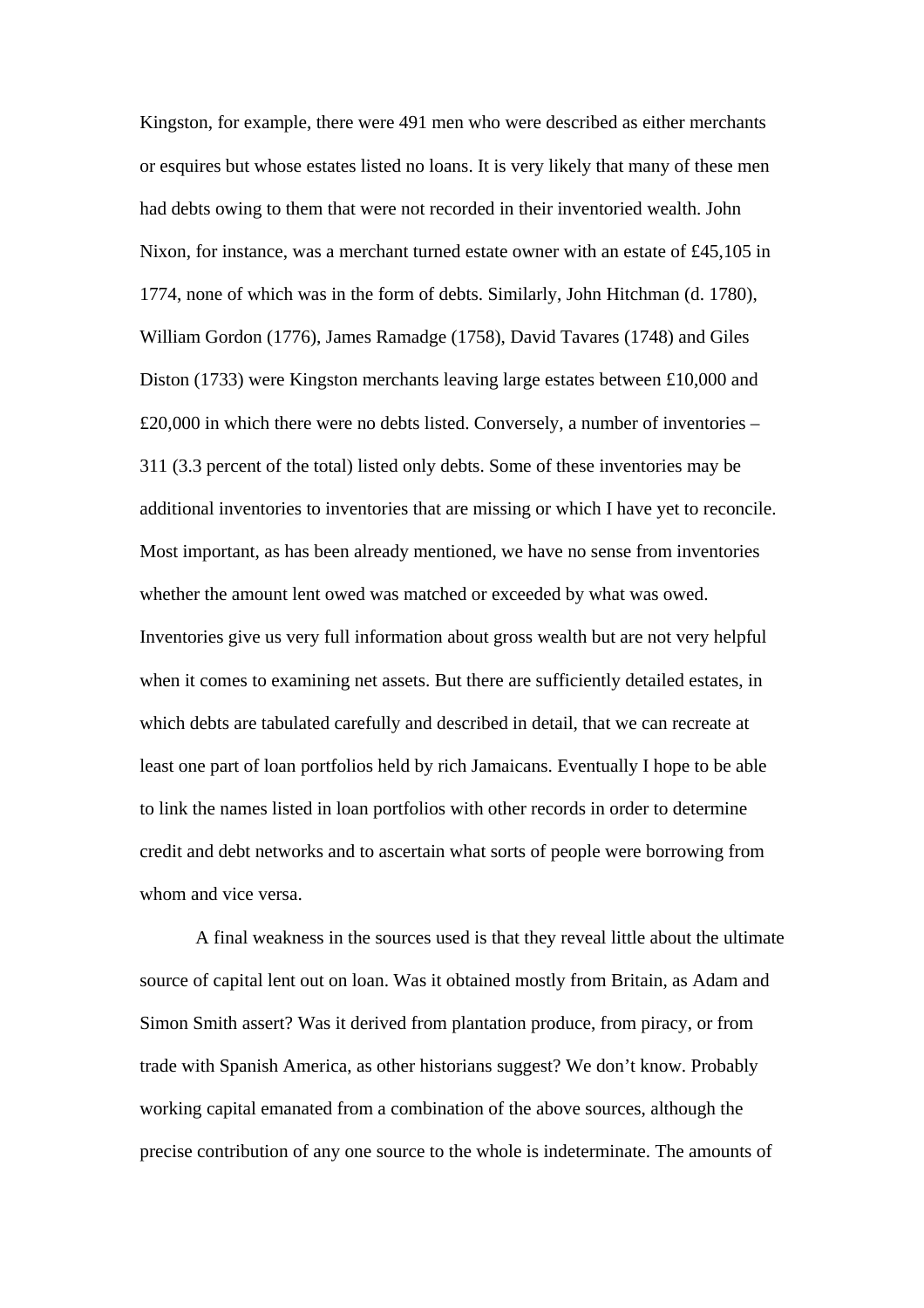Kingston, for example, there were 491 men who were described as either merchants or esquires but whose estates listed no loans. It is very likely that many of these men had debts owing to them that were not recorded in their inventoried wealth. John Nixon, for instance, was a merchant turned estate owner with an estate of £45,105 in 1774, none of which was in the form of debts. Similarly, John Hitchman (d. 1780), William Gordon (1776), James Ramadge (1758), David Tavares (1748) and Giles Diston (1733) were Kingston merchants leaving large estates between £10,000 and £20,000 in which there were no debts listed. Conversely, a number of inventories – 311 (3.3 percent of the total) listed only debts. Some of these inventories may be additional inventories to inventories that are missing or which I have yet to reconcile. Most important, as has been already mentioned, we have no sense from inventories whether the amount lent owed was matched or exceeded by what was owed. Inventories give us very full information about gross wealth but are not very helpful when it comes to examining net assets. But there are sufficiently detailed estates, in which debts are tabulated carefully and described in detail, that we can recreate at least one part of loan portfolios held by rich Jamaicans. Eventually I hope to be able to link the names listed in loan portfolios with other records in order to determine credit and debt networks and to ascertain what sorts of people were borrowing from whom and vice versa.

A final weakness in the sources used is that they reveal little about the ultimate source of capital lent out on loan. Was it obtained mostly from Britain, as Adam and Simon Smith assert? Was it derived from plantation produce, from piracy, or from trade with Spanish America, as other historians suggest? We don't know. Probably working capital emanated from a combination of the above sources, although the precise contribution of any one source to the whole is indeterminate. The amounts of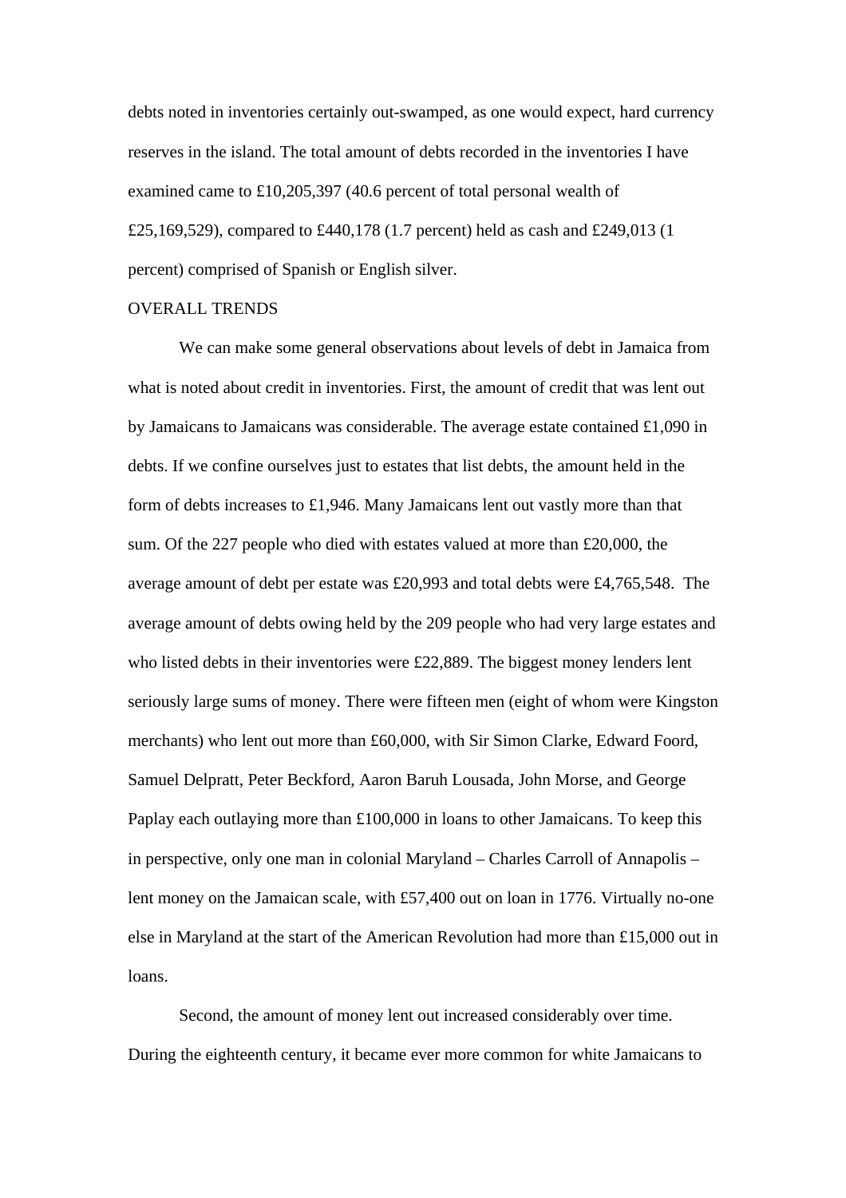debts noted in inventories certainly out-swamped, as one would expect, hard currency reserves in the island. The total amount of debts recorded in the inventories I have examined came to £10,205,397 (40.6 percent of total personal wealth of £25,169,529), compared to £440,178 (1.7 percent) held as cash and £249,013 (1 percent) comprised of Spanish or English silver.

## OVERALL TRENDS

We can make some general observations about levels of debt in Jamaica from what is noted about credit in inventories. First, the amount of credit that was lent out by Jamaicans to Jamaicans was considerable. The average estate contained £1,090 in debts. If we confine ourselves just to estates that list debts, the amount held in the form of debts increases to £1,946. Many Jamaicans lent out vastly more than that sum. Of the 227 people who died with estates valued at more than £20,000, the average amount of debt per estate was £20,993 and total debts were £4,765,548. The average amount of debts owing held by the 209 people who had very large estates and who listed debts in their inventories were £22,889. The biggest money lenders lent seriously large sums of money. There were fifteen men (eight of whom were Kingston merchants) who lent out more than £60,000, with Sir Simon Clarke, Edward Foord, Samuel Delpratt, Peter Beckford, Aaron Baruh Lousada, John Morse, and George Paplay each outlaying more than £100,000 in loans to other Jamaicans. To keep this in perspective, only one man in colonial Maryland – Charles Carroll of Annapolis – lent money on the Jamaican scale, with £57,400 out on loan in 1776. Virtually no-one else in Maryland at the start of the American Revolution had more than £15,000 out in loans.

Second, the amount of money lent out increased considerably over time. During the eighteenth century, it became ever more common for white Jamaicans to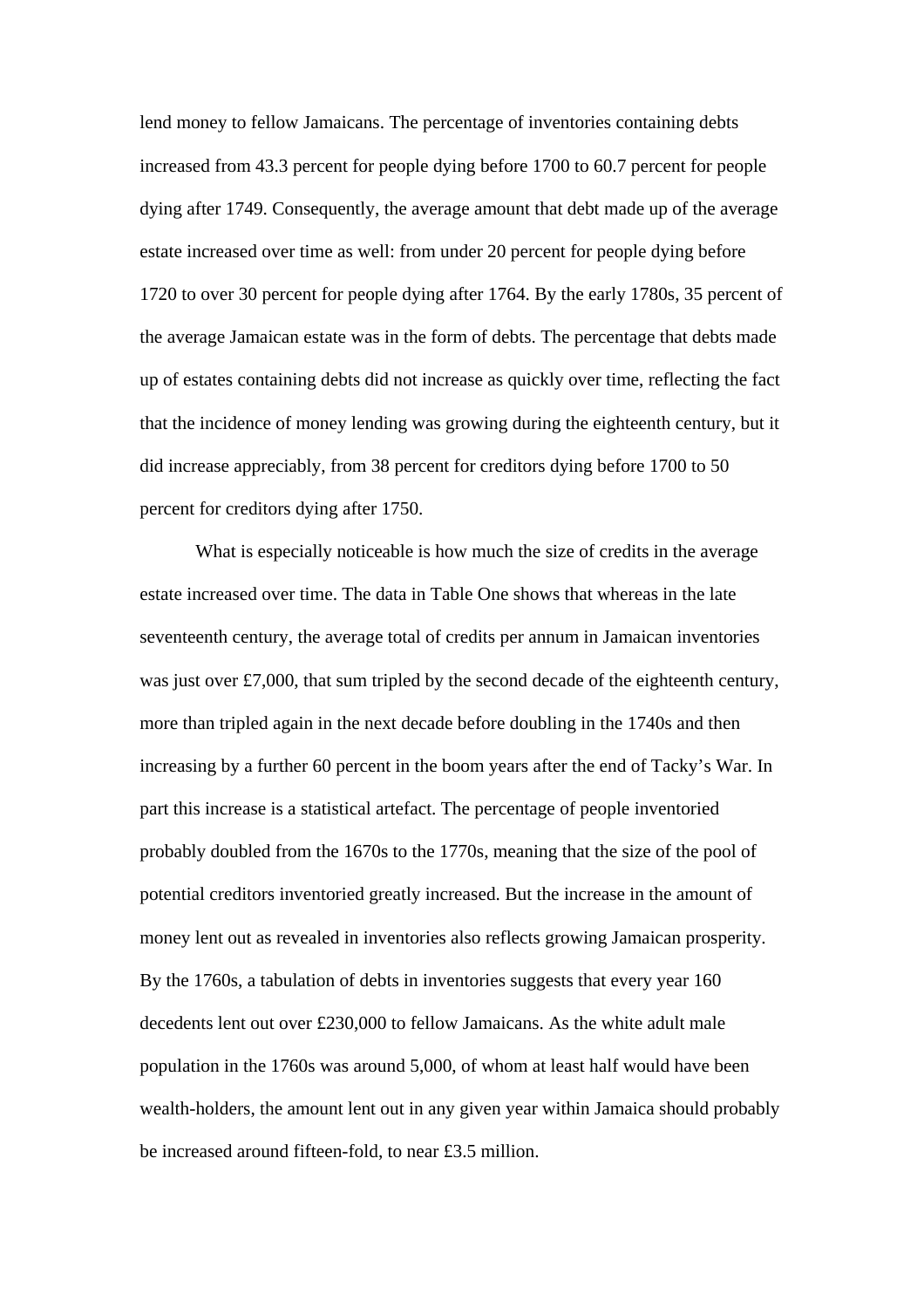lend money to fellow Jamaicans. The percentage of inventories containing debts increased from 43.3 percent for people dying before 1700 to 60.7 percent for people dying after 1749. Consequently, the average amount that debt made up of the average estate increased over time as well: from under 20 percent for people dying before 1720 to over 30 percent for people dying after 1764. By the early 1780s, 35 percent of the average Jamaican estate was in the form of debts. The percentage that debts made up of estates containing debts did not increase as quickly over time, reflecting the fact that the incidence of money lending was growing during the eighteenth century, but it did increase appreciably, from 38 percent for creditors dying before 1700 to 50 percent for creditors dying after 1750.

What is especially noticeable is how much the size of credits in the average estate increased over time. The data in Table One shows that whereas in the late seventeenth century, the average total of credits per annum in Jamaican inventories was just over £7,000, that sum tripled by the second decade of the eighteenth century, more than tripled again in the next decade before doubling in the 1740s and then increasing by a further 60 percent in the boom years after the end of Tacky's War. In part this increase is a statistical artefact. The percentage of people inventoried probably doubled from the 1670s to the 1770s, meaning that the size of the pool of potential creditors inventoried greatly increased. But the increase in the amount of money lent out as revealed in inventories also reflects growing Jamaican prosperity. By the 1760s, a tabulation of debts in inventories suggests that every year 160 decedents lent out over £230,000 to fellow Jamaicans. As the white adult male population in the 1760s was around 5,000, of whom at least half would have been wealth-holders, the amount lent out in any given year within Jamaica should probably be increased around fifteen-fold, to near £3.5 million.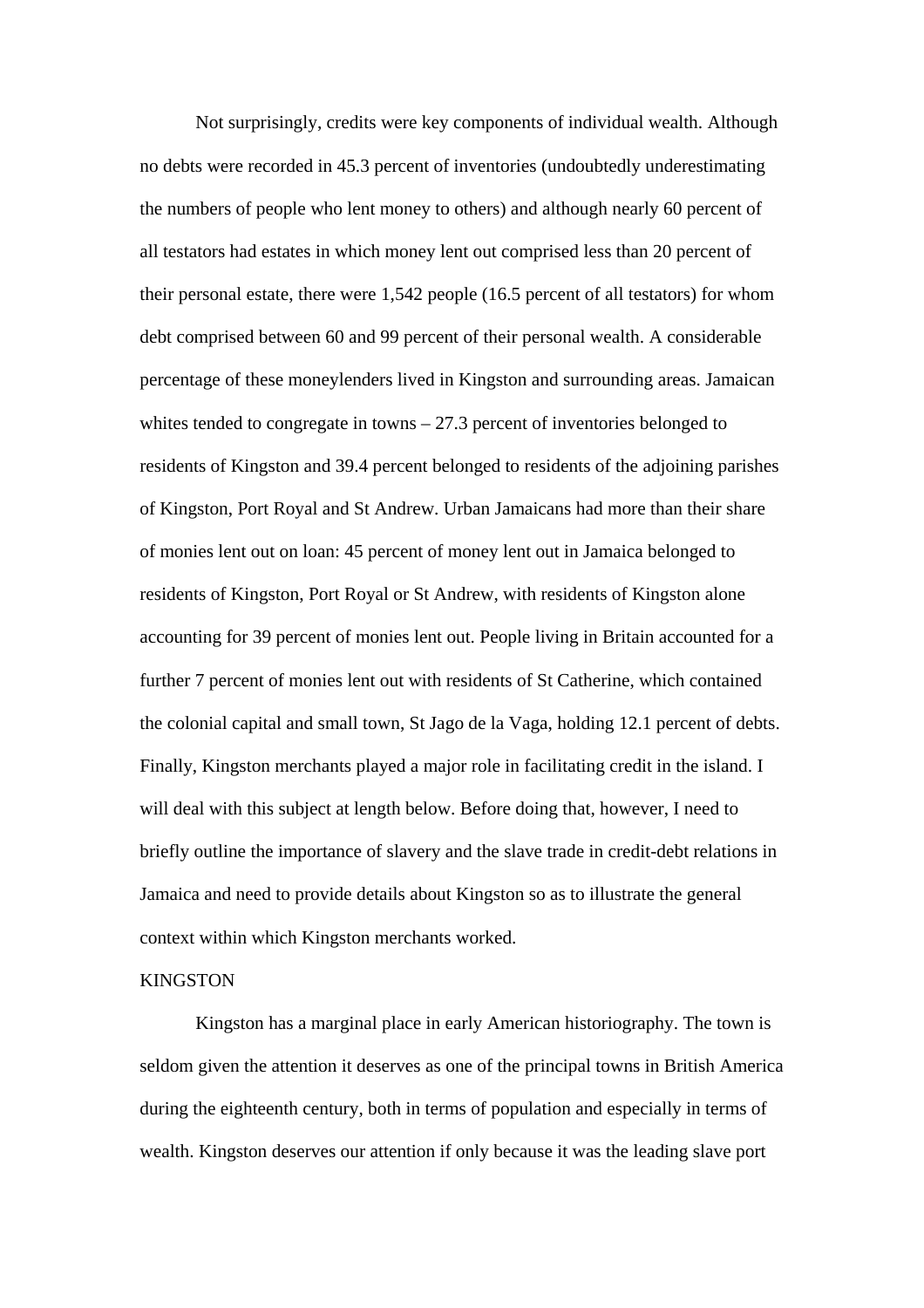Not surprisingly, credits were key components of individual wealth. Although no debts were recorded in 45.3 percent of inventories (undoubtedly underestimating the numbers of people who lent money to others) and although nearly 60 percent of all testators had estates in which money lent out comprised less than 20 percent of their personal estate, there were 1,542 people (16.5 percent of all testators) for whom debt comprised between 60 and 99 percent of their personal wealth. A considerable percentage of these moneylenders lived in Kingston and surrounding areas. Jamaican whites tended to congregate in towns – 27.3 percent of inventories belonged to residents of Kingston and 39.4 percent belonged to residents of the adjoining parishes of Kingston, Port Royal and St Andrew. Urban Jamaicans had more than their share of monies lent out on loan: 45 percent of money lent out in Jamaica belonged to residents of Kingston, Port Royal or St Andrew, with residents of Kingston alone accounting for 39 percent of monies lent out. People living in Britain accounted for a further 7 percent of monies lent out with residents of St Catherine, which contained the colonial capital and small town, St Jago de la Vaga, holding 12.1 percent of debts. Finally, Kingston merchants played a major role in facilitating credit in the island. I will deal with this subject at length below. Before doing that, however, I need to briefly outline the importance of slavery and the slave trade in credit-debt relations in Jamaica and need to provide details about Kingston so as to illustrate the general context within which Kingston merchants worked.

## KINGSTON

Kingston has a marginal place in early American historiography. The town is seldom given the attention it deserves as one of the principal towns in British America during the eighteenth century, both in terms of population and especially in terms of wealth. Kingston deserves our attention if only because it was the leading slave port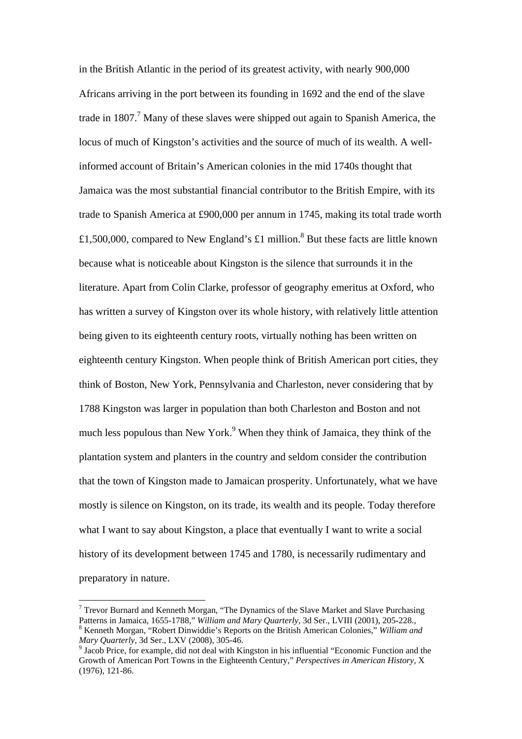in the British Atlantic in the period of its greatest activity, with nearly 900,000 Africans arriving in the port between its founding in 1692 and the end of the slave trade in 1807.[7] Many of these slaves were shipped out again to Spanish America, the locus of much of Kingston's activities and the source of much of its wealth. A well-informed account of Britain's American colonies in the mid 1740s thought that Jamaica was the most substantial financial contributor to the British Empire, with its trade to Spanish America at £900,000 per annum in 1745, making its total trade worth £1,500,000, compared to New England's £1 million.[8] But these facts are little known because what is noticeable about Kingston is the silence that surrounds it in the literature. Apart from Colin Clarke, professor of geography emeritus at Oxford, who has written a survey of Kingston over its whole history, with relatively little attention being given to its eighteenth century roots, virtually nothing has been written on eighteenth century Kingston. When people think of British American port cities, they think of Boston, New York, Pennsylvania and Charleston, never considering that by 1788 Kingston was larger in population than both Charleston and Boston and not much less populous than New York.[9] When they think of Jamaica, they think of the plantation system and planters in the country and seldom consider the contribution that the town of Kingston made to Jamaican prosperity. Unfortunately, what we have mostly is silence on Kingston, on its trade, its wealth and its people. Today therefore what I want to say about Kingston, a place that eventually I want to write a social history of its development between 1745 and 1780, is necessarily rudimentary and preparatory in nature.

---

[7] Trevor Burnard and Kenneth Morgan, "The Dynamics of the Slave Market and Slave Purchasing Patterns in Jamaica, 1655-1788," *William and Mary Quarterly*, 3d Ser., LVIII (2001), 205-228.,

[8] Kenneth Morgan, "Robert Dinwiddie's Reports on the British American Colonies," *William and Mary Quarterly*, 3d Ser., LXV (2008), 305-46.

[9] Jacob Price, for example, did not deal with Kingston in his influential "Economic Function and the Growth of American Port Towns in the Eighteenth Century," *Perspectives in American History*, X (1976), 121-86.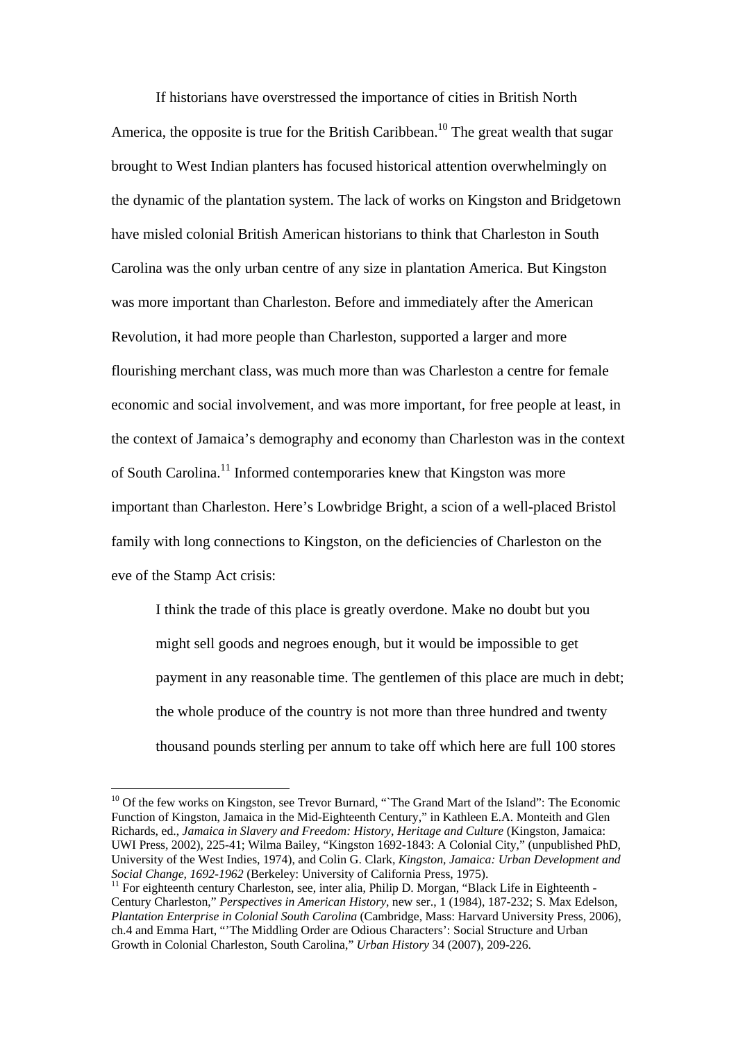If historians have overstressed the importance of cities in British North America, the opposite is true for the British Caribbean.[10] The great wealth that sugar brought to West Indian planters has focused historical attention overwhelmingly on the dynamic of the plantation system. The lack of works on Kingston and Bridgetown have misled colonial British American historians to think that Charleston in South Carolina was the only urban centre of any size in plantation America. But Kingston was more important than Charleston. Before and immediately after the American Revolution, it had more people than Charleston, supported a larger and more flourishing merchant class, was much more than was Charleston a centre for female economic and social involvement, and was more important, for free people at least, in the context of Jamaica's demography and economy than Charleston was in the context of South Carolina.[11] Informed contemporaries knew that Kingston was more important than Charleston. Here's Lowbridge Bright, a scion of a well-placed Bristol family with long connections to Kingston, on the deficiencies of Charleston on the eve of the Stamp Act crisis:

> I think the trade of this place is greatly overdone. Make no doubt but you might sell goods and negroes enough, but it would be impossible to get payment in any reasonable time. The gentlemen of this place are much in debt; the whole produce of the country is not more than three hundred and twenty thousand pounds sterling per annum to take off which here are full 100 stores

---

[10] Of the few works on Kingston, see Trevor Burnard, "`The Grand Mart of the Island": The Economic Function of Kingston, Jamaica in the Mid-Eighteenth Century," in Kathleen E.A. Monteith and Glen Richards, ed., *Jamaica in Slavery and Freedom: History, Heritage and Culture* (Kingston, Jamaica: UWI Press, 2002), 225-41; Wilma Bailey, "Kingston 1692-1843: A Colonial City," (unpublished PhD, University of the West Indies, 1974), and Colin G. Clark, *Kingston, Jamaica: Urban Development and Social Change, 1692-1962* (Berkeley: University of California Press, 1975).

[11] For eighteenth century Charleston, see, inter alia, Philip D. Morgan, "Black Life in Eighteenth - Century Charleston," *Perspectives in American History*, new ser., 1 (1984), 187-232; S. Max Edelson, *Plantation Enterprise in Colonial South Carolina* (Cambridge, Mass: Harvard University Press, 2006), ch.4 and Emma Hart, "'The Middling Order are Odious Characters': Social Structure and Urban Growth in Colonial Charleston, South Carolina," *Urban History* 34 (2007), 209-226.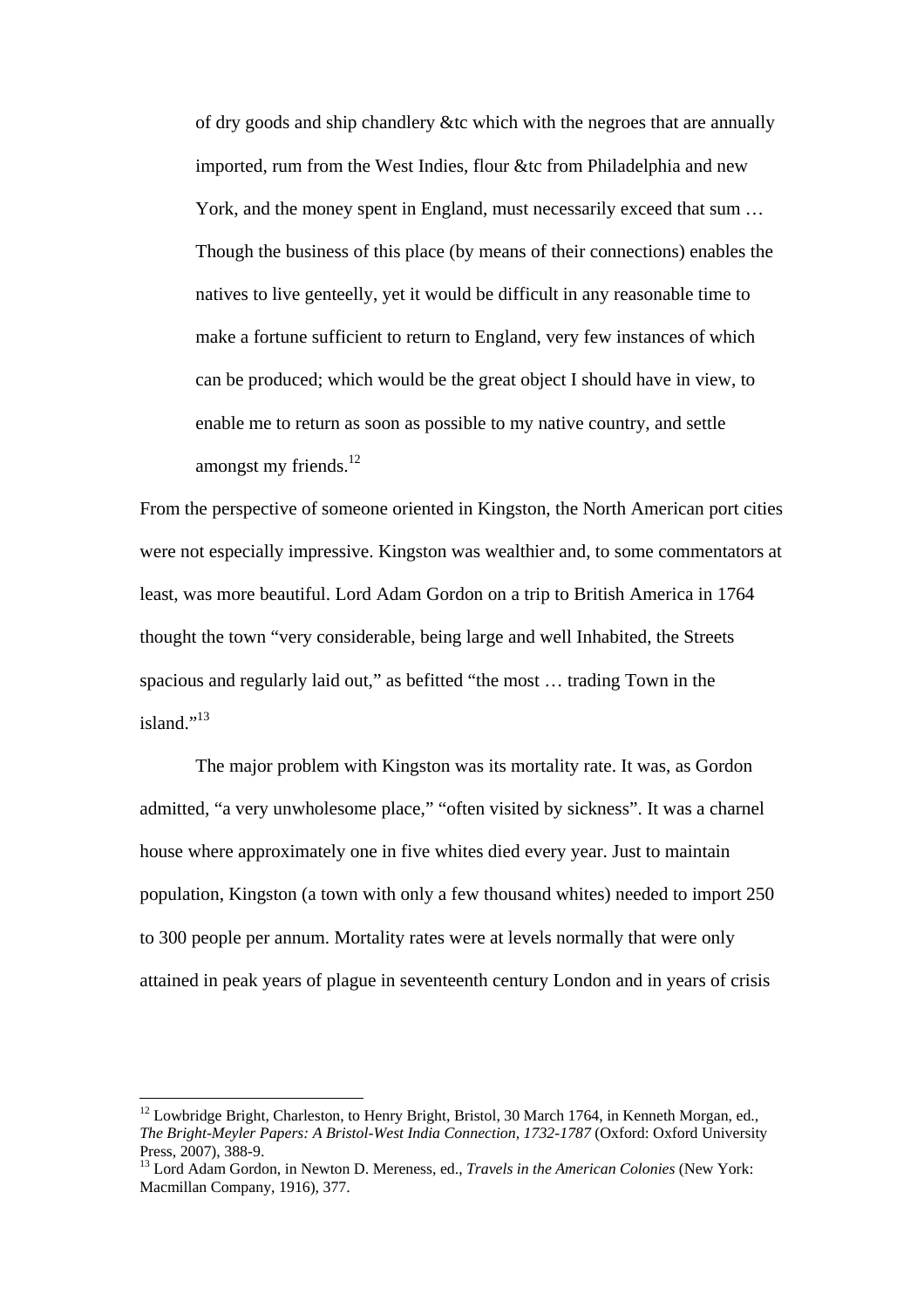> of dry goods and ship chandlery &tc which with the negroes that are annually imported, rum from the West Indies, flour &tc from Philadelphia and new York, and the money spent in England, must necessarily exceed that sum … Though the business of this place (by means of their connections) enables the natives to live genteelly, yet it would be difficult in any reasonable time to make a fortune sufficient to return to England, very few instances of which can be produced; which would be the great object I should have in view, to enable me to return as soon as possible to my native country, and settle amongst my friends.[12]

From the perspective of someone oriented in Kingston, the North American port cities were not especially impressive. Kingston was wealthier and, to some commentators at least, was more beautiful. Lord Adam Gordon on a trip to British America in 1764 thought the town "very considerable, being large and well Inhabited, the Streets spacious and regularly laid out," as befitted "the most … trading Town in the island."[13]

The major problem with Kingston was its mortality rate. It was, as Gordon admitted, "a very unwholesome place," "often visited by sickness". It was a charnel house where approximately one in five whites died every year. Just to maintain population, Kingston (a town with only a few thousand whites) needed to import 250 to 300 people per annum. Mortality rates were at levels normally that were only attained in peak years of plague in seventeenth century London and in years of crisis

---

[12] Lowbridge Bright, Charleston, to Henry Bright, Bristol, 30 March 1764, in Kenneth Morgan, ed., *The Bright-Meyler Papers: A Bristol-West India Connection, 1732-1787* (Oxford: Oxford University Press, 2007), 388-9.

[13] Lord Adam Gordon, in Newton D. Mereness, ed., *Travels in the American Colonies* (New York: Macmillan Company, 1916), 377.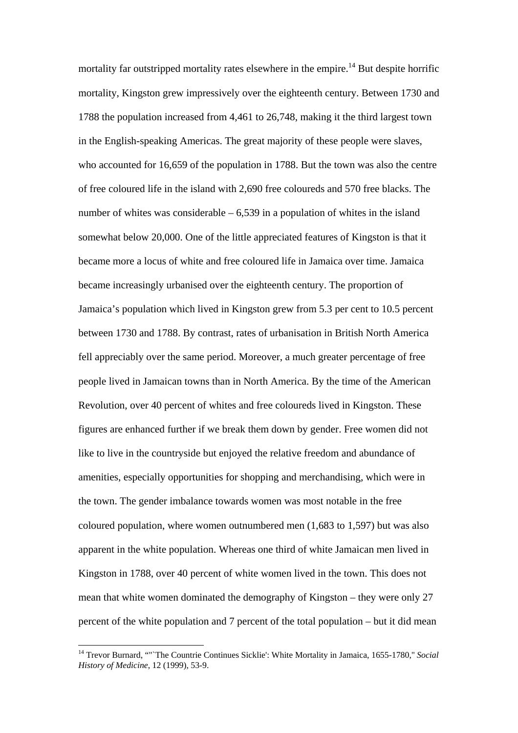mortality far outstripped mortality rates elsewhere in the empire.[14] But despite horrific mortality, Kingston grew impressively over the eighteenth century. Between 1730 and 1788 the population increased from 4,461 to 26,748, making it the third largest town in the English-speaking Americas. The great majority of these people were slaves, who accounted for 16,659 of the population in 1788. But the town was also the centre of free coloured life in the island with 2,690 free coloureds and 570 free blacks. The number of whites was considerable – 6,539 in a population of whites in the island somewhat below 20,000. One of the little appreciated features of Kingston is that it became more a locus of white and free coloured life in Jamaica over time. Jamaica became increasingly urbanised over the eighteenth century. The proportion of Jamaica's population which lived in Kingston grew from 5.3 per cent to 10.5 percent between 1730 and 1788. By contrast, rates of urbanisation in British North America fell appreciably over the same period. Moreover, a much greater percentage of free people lived in Jamaican towns than in North America. By the time of the American Revolution, over 40 percent of whites and free coloureds lived in Kingston. These figures are enhanced further if we break them down by gender. Free women did not like to live in the countryside but enjoyed the relative freedom and abundance of amenities, especially opportunities for shopping and merchandising, which were in the town. The gender imbalance towards women was most notable in the free coloured population, where women outnumbered men (1,683 to 1,597) but was also apparent in the white population. Whereas one third of white Jamaican men lived in Kingston in 1788, over 40 percent of white women lived in the town. This does not mean that white women dominated the demography of Kingston – they were only 27 percent of the white population and 7 percent of the total population – but it did mean

---

[14] Trevor Burnard, ""`The Countrie Continues Sicklie': White Mortality in Jamaica, 1655-1780," *Social History of Medicine*, 12 (1999), 53-9.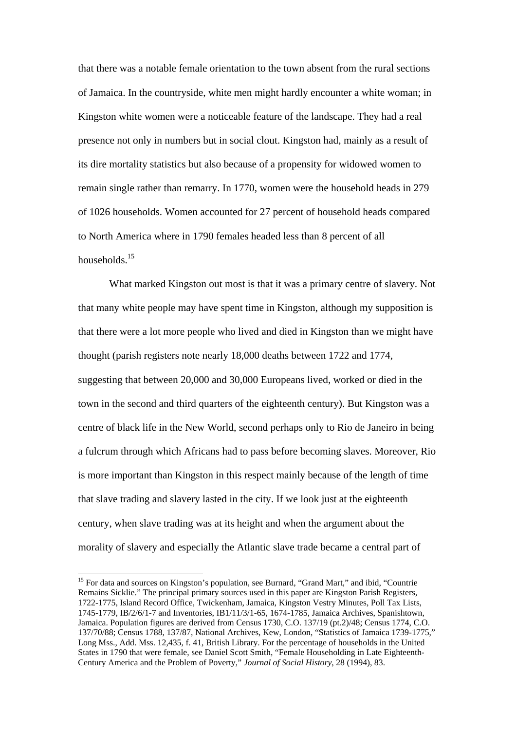that there was a notable female orientation to the town absent from the rural sections of Jamaica. In the countryside, white men might hardly encounter a white woman; in Kingston white women were a noticeable feature of the landscape. They had a real presence not only in numbers but in social clout. Kingston had, mainly as a result of its dire mortality statistics but also because of a propensity for widowed women to remain single rather than remarry. In 1770, women were the household heads in 279 of 1026 households. Women accounted for 27 percent of household heads compared to North America where in 1790 females headed less than 8 percent of all households.[15]

What marked Kingston out most is that it was a primary centre of slavery. Not that many white people may have spent time in Kingston, although my supposition is that there were a lot more people who lived and died in Kingston than we might have thought (parish registers note nearly 18,000 deaths between 1722 and 1774, suggesting that between 20,000 and 30,000 Europeans lived, worked or died in the town in the second and third quarters of the eighteenth century). But Kingston was a centre of black life in the New World, second perhaps only to Rio de Janeiro in being a fulcrum through which Africans had to pass before becoming slaves. Moreover, Rio is more important than Kingston in this respect mainly because of the length of time that slave trading and slavery lasted in the city. If we look just at the eighteenth century, when slave trading was at its height and when the argument about the morality of slavery and especially the Atlantic slave trade became a central part of

---

[15] For data and sources on Kingston's population, see Burnard, "Grand Mart," and ibid, "Countrie Remains Sicklie." The principal primary sources used in this paper are Kingston Parish Registers, 1722-1775, Island Record Office, Twickenham, Jamaica, Kingston Vestry Minutes, Poll Tax Lists, 1745-1779, IB/2/6/1-7 and Inventories, IB1/11/3/1-65, 1674-1785, Jamaica Archives, Spanishtown, Jamaica. Population figures are derived from Census 1730, C.O. 137/19 (pt.2)/48; Census 1774, C.O. 137/70/88; Census 1788, 137/87, National Archives, Kew, London, "Statistics of Jamaica 1739-1775," Long Mss., Add. Mss. 12,435, f. 41, British Library. For the percentage of households in the United States in 1790 that were female, see Daniel Scott Smith, "Female Householding in Late Eighteenth-Century America and the Problem of Poverty," *Journal of Social History*, 28 (1994), 83.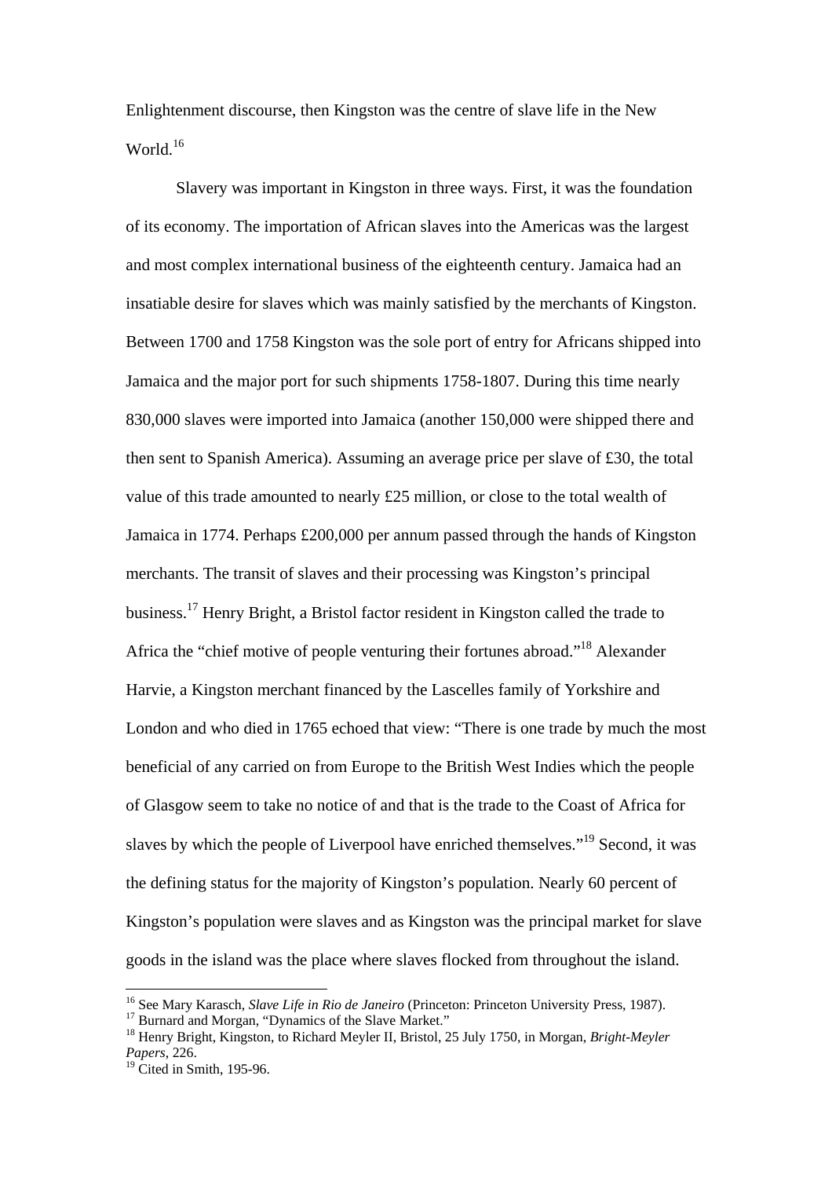Enlightenment discourse, then Kingston was the centre of slave life in the New World.[16]

Slavery was important in Kingston in three ways. First, it was the foundation of its economy. The importation of African slaves into the Americas was the largest and most complex international business of the eighteenth century. Jamaica had an insatiable desire for slaves which was mainly satisfied by the merchants of Kingston. Between 1700 and 1758 Kingston was the sole port of entry for Africans shipped into Jamaica and the major port for such shipments 1758-1807. During this time nearly 830,000 slaves were imported into Jamaica (another 150,000 were shipped there and then sent to Spanish America). Assuming an average price per slave of £30, the total value of this trade amounted to nearly £25 million, or close to the total wealth of Jamaica in 1774. Perhaps £200,000 per annum passed through the hands of Kingston merchants. The transit of slaves and their processing was Kingston's principal business.[17] Henry Bright, a Bristol factor resident in Kingston called the trade to Africa the "chief motive of people venturing their fortunes abroad."[18] Alexander Harvie, a Kingston merchant financed by the Lascelles family of Yorkshire and London and who died in 1765 echoed that view: "There is one trade by much the most beneficial of any carried on from Europe to the British West Indies which the people of Glasgow seem to take no notice of and that is the trade to the Coast of Africa for slaves by which the people of Liverpool have enriched themselves."[19] Second, it was the defining status for the majority of Kingston's population. Nearly 60 percent of Kingston's population were slaves and as Kingston was the principal market for slave goods in the island was the place where slaves flocked from throughout the island.

---

[16] See Mary Karasch, *Slave Life in Rio de Janeiro* (Princeton: Princeton University Press, 1987).

[17] Burnard and Morgan, "Dynamics of the Slave Market."

[18] Henry Bright, Kingston, to Richard Meyler II, Bristol, 25 July 1750, in Morgan, *Bright-Meyler Papers*, 226.

[19] Cited in Smith, 195-96.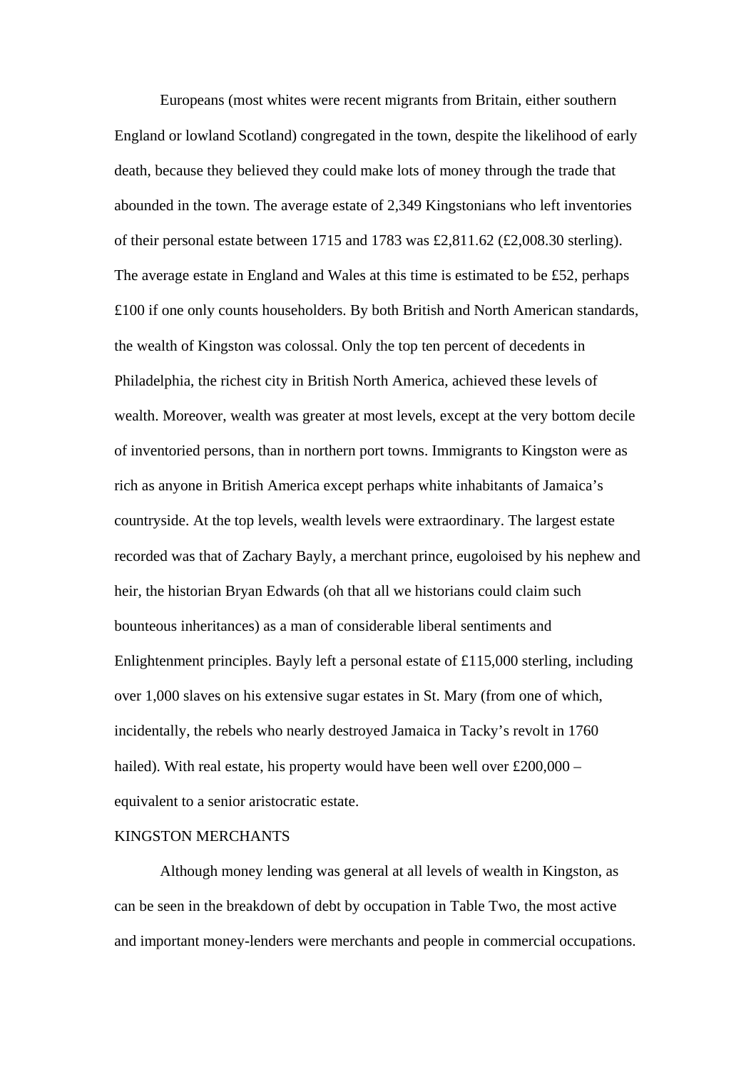Europeans (most whites were recent migrants from Britain, either southern England or lowland Scotland) congregated in the town, despite the likelihood of early death, because they believed they could make lots of money through the trade that abounded in the town. The average estate of 2,349 Kingstonians who left inventories of their personal estate between 1715 and 1783 was £2,811.62 (£2,008.30 sterling). The average estate in England and Wales at this time is estimated to be £52, perhaps £100 if one only counts householders. By both British and North American standards, the wealth of Kingston was colossal. Only the top ten percent of decedents in Philadelphia, the richest city in British North America, achieved these levels of wealth. Moreover, wealth was greater at most levels, except at the very bottom decile of inventoried persons, than in northern port towns. Immigrants to Kingston were as rich as anyone in British America except perhaps white inhabitants of Jamaica's countryside. At the top levels, wealth levels were extraordinary. The largest estate recorded was that of Zachary Bayly, a merchant prince, eugoloised by his nephew and heir, the historian Bryan Edwards (oh that all we historians could claim such bounteous inheritances) as a man of considerable liberal sentiments and Enlightenment principles. Bayly left a personal estate of £115,000 sterling, including over 1,000 slaves on his extensive sugar estates in St. Mary (from one of which, incidentally, the rebels who nearly destroyed Jamaica in Tacky's revolt in 1760 hailed). With real estate, his property would have been well over £200,000 – equivalent to a senior aristocratic estate.

## KINGSTON MERCHANTS

Although money lending was general at all levels of wealth in Kingston, as can be seen in the breakdown of debt by occupation in Table Two, the most active and important money-lenders were merchants and people in commercial occupations.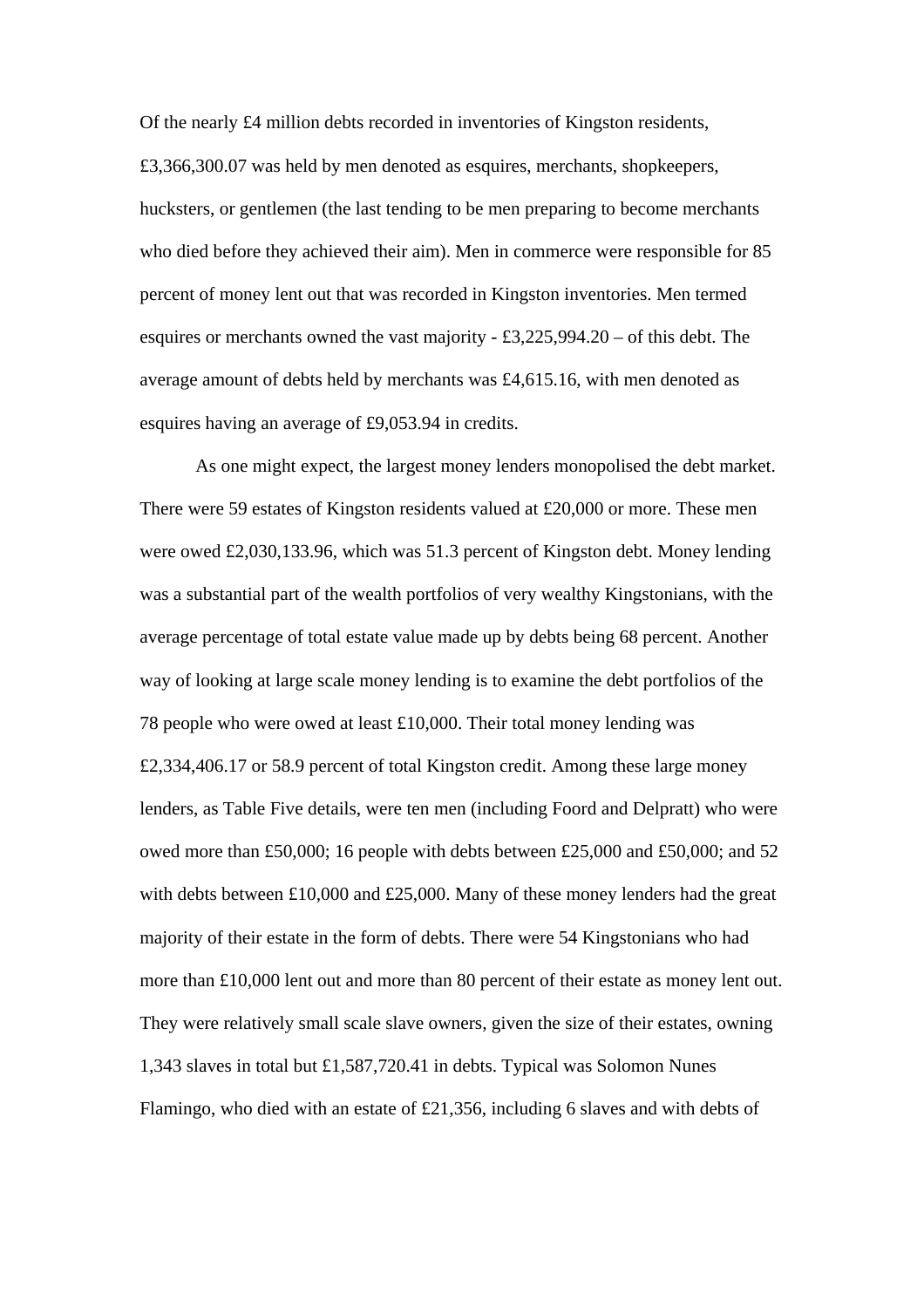Of the nearly £4 million debts recorded in inventories of Kingston residents, £3,366,300.07 was held by men denoted as esquires, merchants, shopkeepers, hucksters, or gentlemen (the last tending to be men preparing to become merchants who died before they achieved their aim). Men in commerce were responsible for 85 percent of money lent out that was recorded in Kingston inventories. Men termed esquires or merchants owned the vast majority - £3,225,994.20 – of this debt. The average amount of debts held by merchants was £4,615.16, with men denoted as esquires having an average of £9,053.94 in credits.

As one might expect, the largest money lenders monopolised the debt market. There were 59 estates of Kingston residents valued at £20,000 or more. These men were owed £2,030,133.96, which was 51.3 percent of Kingston debt. Money lending was a substantial part of the wealth portfolios of very wealthy Kingstonians, with the average percentage of total estate value made up by debts being 68 percent. Another way of looking at large scale money lending is to examine the debt portfolios of the 78 people who were owed at least £10,000. Their total money lending was £2,334,406.17 or 58.9 percent of total Kingston credit. Among these large money lenders, as Table Five details, were ten men (including Foord and Delpratt) who were owed more than £50,000; 16 people with debts between £25,000 and £50,000; and 52 with debts between £10,000 and £25,000. Many of these money lenders had the great majority of their estate in the form of debts. There were 54 Kingstonians who had more than £10,000 lent out and more than 80 percent of their estate as money lent out. They were relatively small scale slave owners, given the size of their estates, owning 1,343 slaves in total but £1,587,720.41 in debts. Typical was Solomon Nunes Flamingo, who died with an estate of £21,356, including 6 slaves and with debts of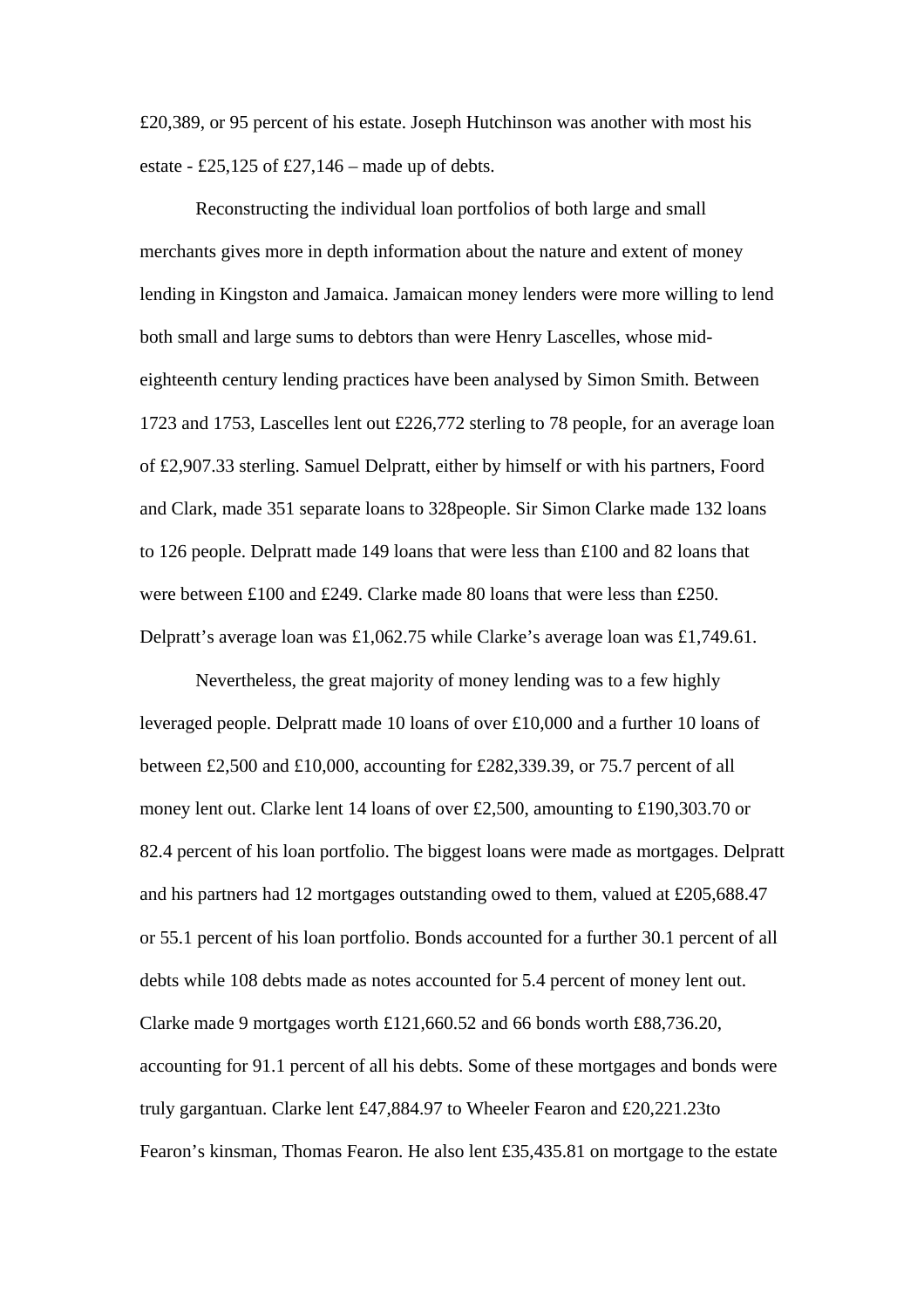£20,389, or 95 percent of his estate. Joseph Hutchinson was another with most his estate - £25,125 of £27,146 – made up of debts.

Reconstructing the individual loan portfolios of both large and small merchants gives more in depth information about the nature and extent of money lending in Kingston and Jamaica. Jamaican money lenders were more willing to lend both small and large sums to debtors than were Henry Lascelles, whose mid-eighteenth century lending practices have been analysed by Simon Smith. Between 1723 and 1753, Lascelles lent out £226,772 sterling to 78 people, for an average loan of £2,907.33 sterling. Samuel Delpratt, either by himself or with his partners, Foord and Clark, made 351 separate loans to 328people. Sir Simon Clarke made 132 loans to 126 people. Delpratt made 149 loans that were less than £100 and 82 loans that were between £100 and £249. Clarke made 80 loans that were less than £250. Delpratt's average loan was £1,062.75 while Clarke's average loan was £1,749.61.

Nevertheless, the great majority of money lending was to a few highly leveraged people. Delpratt made 10 loans of over £10,000 and a further 10 loans of between £2,500 and £10,000, accounting for £282,339.39, or 75.7 percent of all money lent out. Clarke lent 14 loans of over £2,500, amounting to £190,303.70 or 82.4 percent of his loan portfolio. The biggest loans were made as mortgages. Delpratt and his partners had 12 mortgages outstanding owed to them, valued at £205,688.47 or 55.1 percent of his loan portfolio. Bonds accounted for a further 30.1 percent of all debts while 108 debts made as notes accounted for 5.4 percent of money lent out. Clarke made 9 mortgages worth £121,660.52 and 66 bonds worth £88,736.20, accounting for 91.1 percent of all his debts. Some of these mortgages and bonds were truly gargantuan. Clarke lent £47,884.97 to Wheeler Fearon and £20,221.23to Fearon's kinsman, Thomas Fearon. He also lent £35,435.81 on mortgage to the estate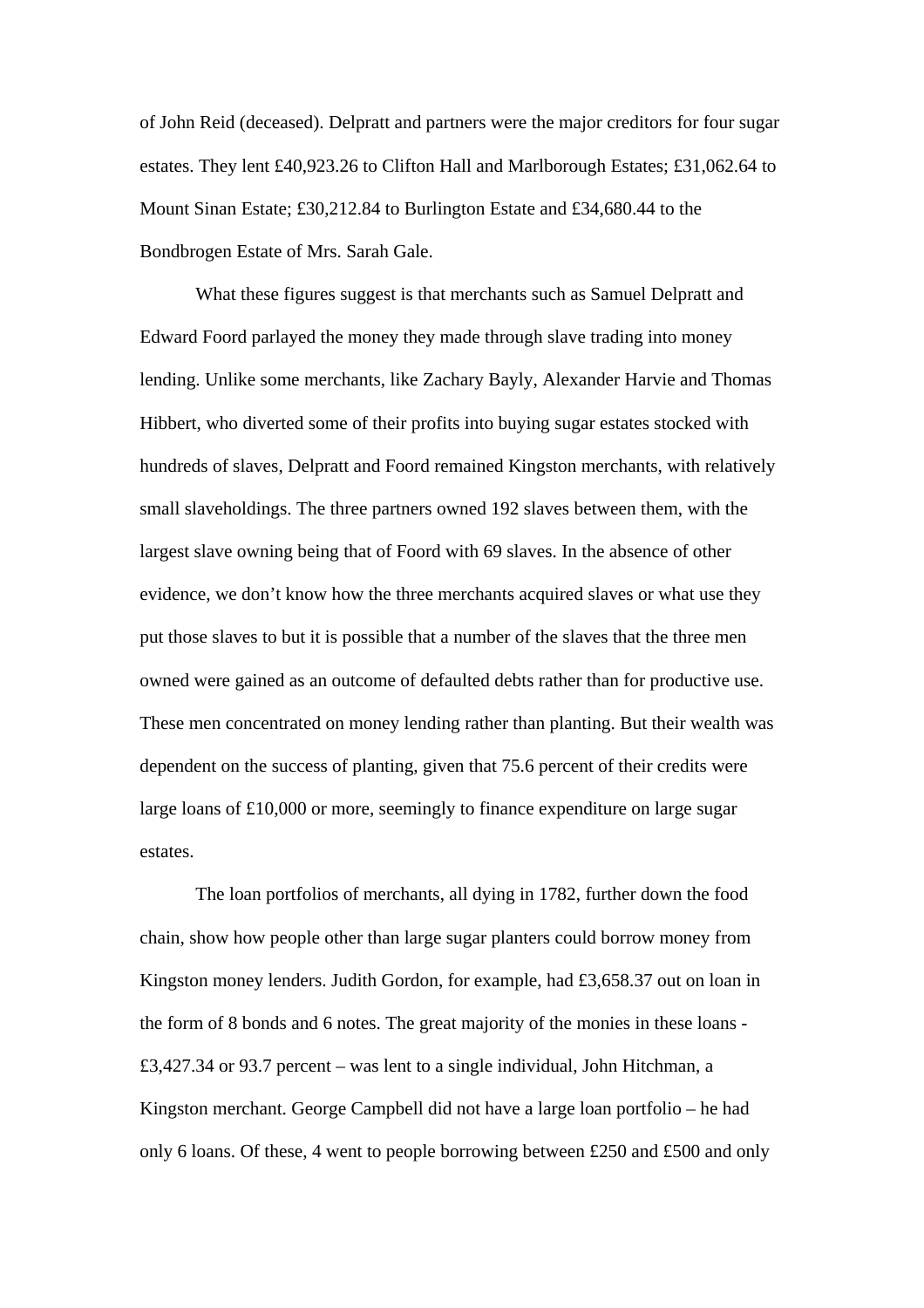of John Reid (deceased). Delpratt and partners were the major creditors for four sugar estates. They lent £40,923.26 to Clifton Hall and Marlborough Estates; £31,062.64 to Mount Sinan Estate; £30,212.84 to Burlington Estate and £34,680.44 to the Bondbrogen Estate of Mrs. Sarah Gale.

What these figures suggest is that merchants such as Samuel Delpratt and Edward Foord parlayed the money they made through slave trading into money lending. Unlike some merchants, like Zachary Bayly, Alexander Harvie and Thomas Hibbert, who diverted some of their profits into buying sugar estates stocked with hundreds of slaves, Delpratt and Foord remained Kingston merchants, with relatively small slaveholdings. The three partners owned 192 slaves between them, with the largest slave owning being that of Foord with 69 slaves. In the absence of other evidence, we don't know how the three merchants acquired slaves or what use they put those slaves to but it is possible that a number of the slaves that the three men owned were gained as an outcome of defaulted debts rather than for productive use. These men concentrated on money lending rather than planting. But their wealth was dependent on the success of planting, given that 75.6 percent of their credits were large loans of £10,000 or more, seemingly to finance expenditure on large sugar estates.

The loan portfolios of merchants, all dying in 1782, further down the food chain, show how people other than large sugar planters could borrow money from Kingston money lenders. Judith Gordon, for example, had £3,658.37 out on loan in the form of 8 bonds and 6 notes. The great majority of the monies in these loans - £3,427.34 or 93.7 percent – was lent to a single individual, John Hitchman, a Kingston merchant. George Campbell did not have a large loan portfolio – he had only 6 loans. Of these, 4 went to people borrowing between £250 and £500 and only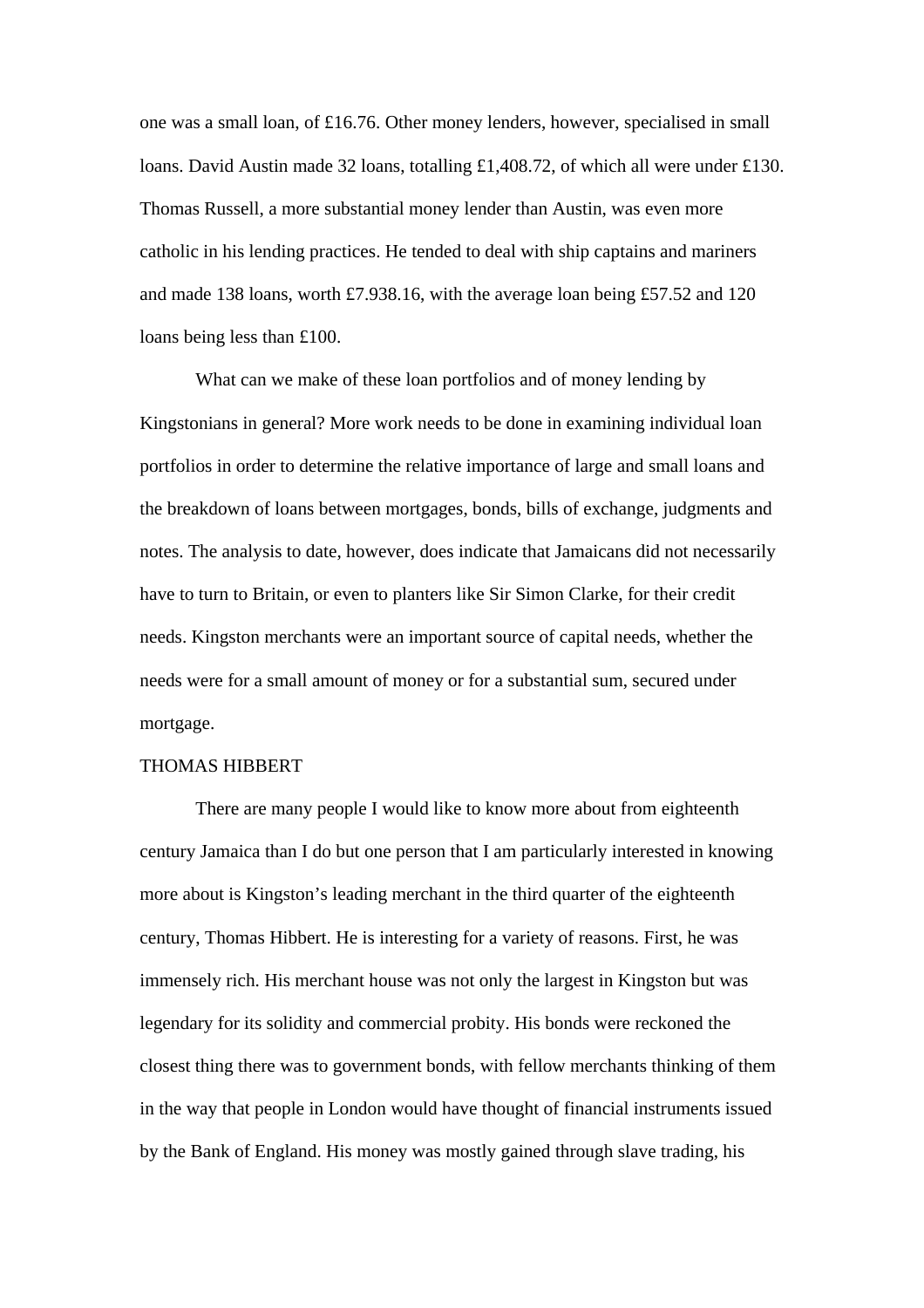one was a small loan, of £16.76. Other money lenders, however, specialised in small loans. David Austin made 32 loans, totalling £1,408.72, of which all were under £130. Thomas Russell, a more substantial money lender than Austin, was even more catholic in his lending practices. He tended to deal with ship captains and mariners and made 138 loans, worth £7.938.16, with the average loan being £57.52 and 120 loans being less than £100.

What can we make of these loan portfolios and of money lending by Kingstonians in general? More work needs to be done in examining individual loan portfolios in order to determine the relative importance of large and small loans and the breakdown of loans between mortgages, bonds, bills of exchange, judgments and notes. The analysis to date, however, does indicate that Jamaicans did not necessarily have to turn to Britain, or even to planters like Sir Simon Clarke, for their credit needs. Kingston merchants were an important source of capital needs, whether the needs were for a small amount of money or for a substantial sum, secured under mortgage.

## THOMAS HIBBERT

There are many people I would like to know more about from eighteenth century Jamaica than I do but one person that I am particularly interested in knowing more about is Kingston's leading merchant in the third quarter of the eighteenth century, Thomas Hibbert. He is interesting for a variety of reasons. First, he was immensely rich. His merchant house was not only the largest in Kingston but was legendary for its solidity and commercial probity. His bonds were reckoned the closest thing there was to government bonds, with fellow merchants thinking of them in the way that people in London would have thought of financial instruments issued by the Bank of England. His money was mostly gained through slave trading, his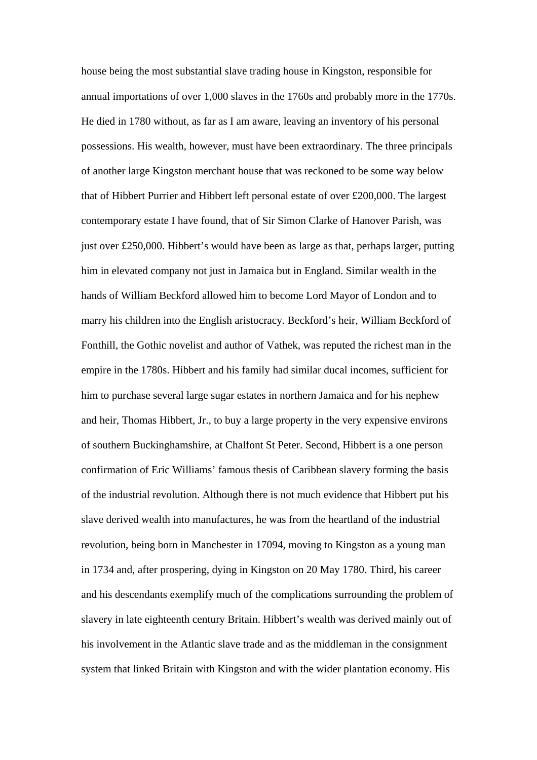house being the most substantial slave trading house in Kingston, responsible for annual importations of over 1,000 slaves in the 1760s and probably more in the 1770s. He died in 1780 without, as far as I am aware, leaving an inventory of his personal possessions. His wealth, however, must have been extraordinary. The three principals of another large Kingston merchant house that was reckoned to be some way below that of Hibbert Purrier and Hibbert left personal estate of over £200,000. The largest contemporary estate I have found, that of Sir Simon Clarke of Hanover Parish, was just over £250,000. Hibbert's would have been as large as that, perhaps larger, putting him in elevated company not just in Jamaica but in England. Similar wealth in the hands of William Beckford allowed him to become Lord Mayor of London and to marry his children into the English aristocracy. Beckford's heir, William Beckford of Fonthill, the Gothic novelist and author of Vathek, was reputed the richest man in the empire in the 1780s. Hibbert and his family had similar ducal incomes, sufficient for him to purchase several large sugar estates in northern Jamaica and for his nephew and heir, Thomas Hibbert, Jr., to buy a large property in the very expensive environs of southern Buckinghamshire, at Chalfont St Peter. Second, Hibbert is a one person confirmation of Eric Williams' famous thesis of Caribbean slavery forming the basis of the industrial revolution. Although there is not much evidence that Hibbert put his slave derived wealth into manufactures, he was from the heartland of the industrial revolution, being born in Manchester in 17094, moving to Kingston as a young man in 1734 and, after prospering, dying in Kingston on 20 May 1780. Third, his career and his descendants exemplify much of the complications surrounding the problem of slavery in late eighteenth century Britain. Hibbert's wealth was derived mainly out of his involvement in the Atlantic slave trade and as the middleman in the consignment system that linked Britain with Kingston and with the wider plantation economy. His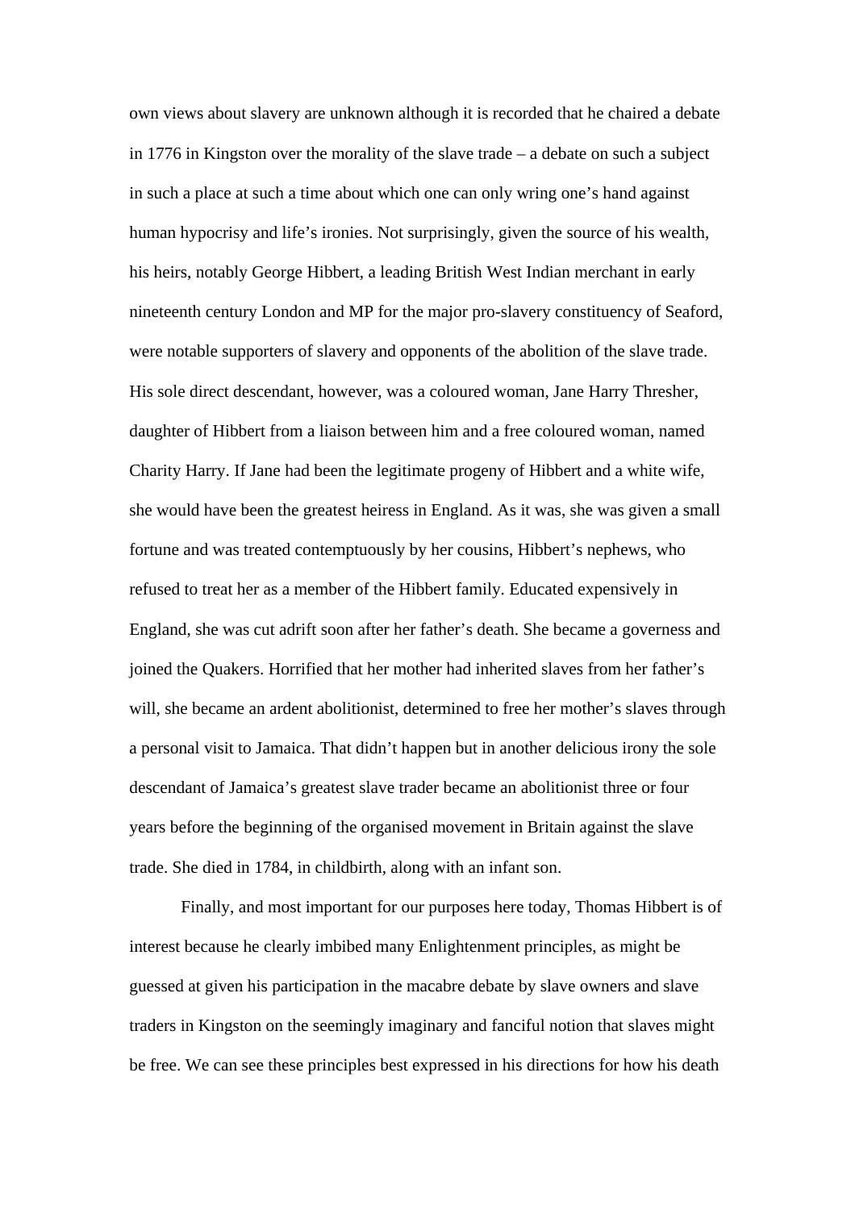own views about slavery are unknown although it is recorded that he chaired a debate in 1776 in Kingston over the morality of the slave trade – a debate on such a subject in such a place at such a time about which one can only wring one's hand against human hypocrisy and life's ironies. Not surprisingly, given the source of his wealth, his heirs, notably George Hibbert, a leading British West Indian merchant in early nineteenth century London and MP for the major pro-slavery constituency of Seaford, were notable supporters of slavery and opponents of the abolition of the slave trade. His sole direct descendant, however, was a coloured woman, Jane Harry Thresher, daughter of Hibbert from a liaison between him and a free coloured woman, named Charity Harry. If Jane had been the legitimate progeny of Hibbert and a white wife, she would have been the greatest heiress in England. As it was, she was given a small fortune and was treated contemptuously by her cousins, Hibbert's nephews, who refused to treat her as a member of the Hibbert family. Educated expensively in England, she was cut adrift soon after her father's death. She became a governess and joined the Quakers. Horrified that her mother had inherited slaves from her father's will, she became an ardent abolitionist, determined to free her mother's slaves through a personal visit to Jamaica. That didn't happen but in another delicious irony the sole descendant of Jamaica's greatest slave trader became an abolitionist three or four years before the beginning of the organised movement in Britain against the slave trade. She died in 1784, in childbirth, along with an infant son.

Finally, and most important for our purposes here today, Thomas Hibbert is of interest because he clearly imbibed many Enlightenment principles, as might be guessed at given his participation in the macabre debate by slave owners and slave traders in Kingston on the seemingly imaginary and fanciful notion that slaves might be free. We can see these principles best expressed in his directions for how his death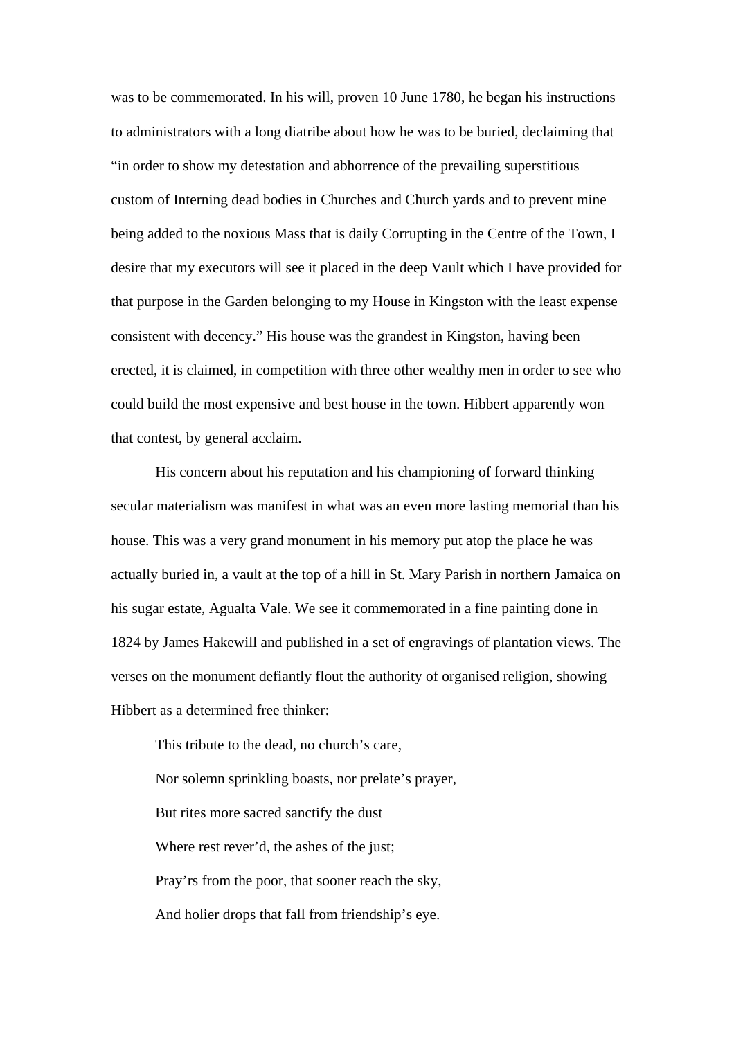was to be commemorated. In his will, proven 10 June 1780, he began his instructions to administrators with a long diatribe about how he was to be buried, declaiming that "in order to show my detestation and abhorrence of the prevailing superstitious custom of Interning dead bodies in Churches and Church yards and to prevent mine being added to the noxious Mass that is daily Corrupting in the Centre of the Town, I desire that my executors will see it placed in the deep Vault which I have provided for that purpose in the Garden belonging to my House in Kingston with the least expense consistent with decency." His house was the grandest in Kingston, having been erected, it is claimed, in competition with three other wealthy men in order to see who could build the most expensive and best house in the town. Hibbert apparently won that contest, by general acclaim.

His concern about his reputation and his championing of forward thinking secular materialism was manifest in what was an even more lasting memorial than his house. This was a very grand monument in his memory put atop the place he was actually buried in, a vault at the top of a hill in St. Mary Parish in northern Jamaica on his sugar estate, Agualta Vale. We see it commemorated in a fine painting done in 1824 by James Hakewill and published in a set of engravings of plantation views. The verses on the monument defiantly flout the authority of organised religion, showing Hibbert as a determined free thinker:

> This tribute to the dead, no church's care,
>
> Nor solemn sprinkling boasts, nor prelate's prayer,
>
> But rites more sacred sanctify the dust
>
> Where rest rever'd, the ashes of the just;
>
> Pray'rs from the poor, that sooner reach the sky,
>
> And holier drops that fall from friendship's eye.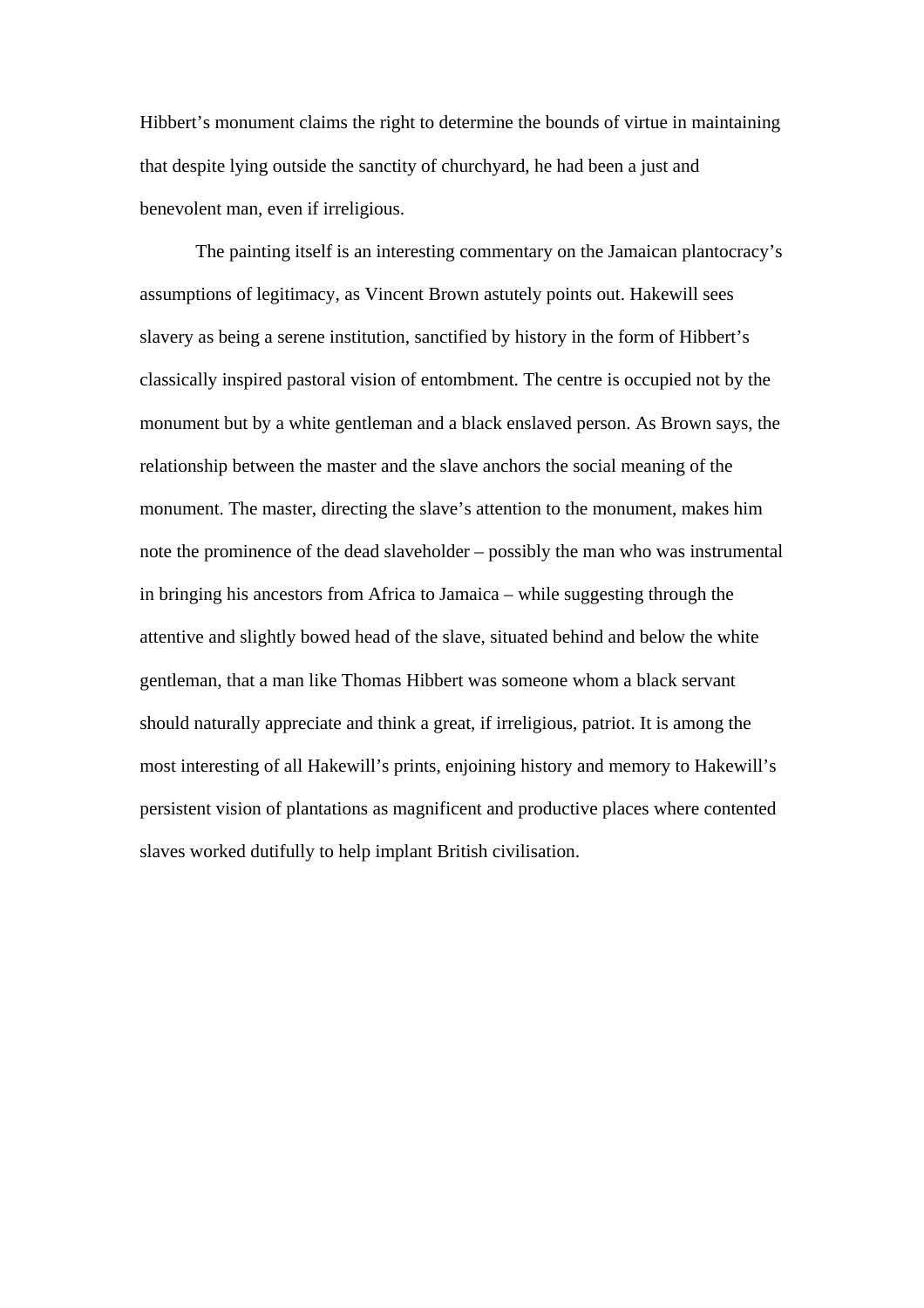Hibbert's monument claims the right to determine the bounds of virtue in maintaining that despite lying outside the sanctity of churchyard, he had been a just and benevolent man, even if irreligious.

The painting itself is an interesting commentary on the Jamaican plantocracy's assumptions of legitimacy, as Vincent Brown astutely points out. Hakewill sees slavery as being a serene institution, sanctified by history in the form of Hibbert's classically inspired pastoral vision of entombment. The centre is occupied not by the monument but by a white gentleman and a black enslaved person. As Brown says, the relationship between the master and the slave anchors the social meaning of the monument. The master, directing the slave's attention to the monument, makes him note the prominence of the dead slaveholder – possibly the man who was instrumental in bringing his ancestors from Africa to Jamaica – while suggesting through the attentive and slightly bowed head of the slave, situated behind and below the white gentleman, that a man like Thomas Hibbert was someone whom a black servant should naturally appreciate and think a great, if irreligious, patriot. It is among the most interesting of all Hakewill's prints, enjoining history and memory to Hakewill's persistent vision of plantations as magnificent and productive places where contented slaves worked dutifully to help implant British civilisation.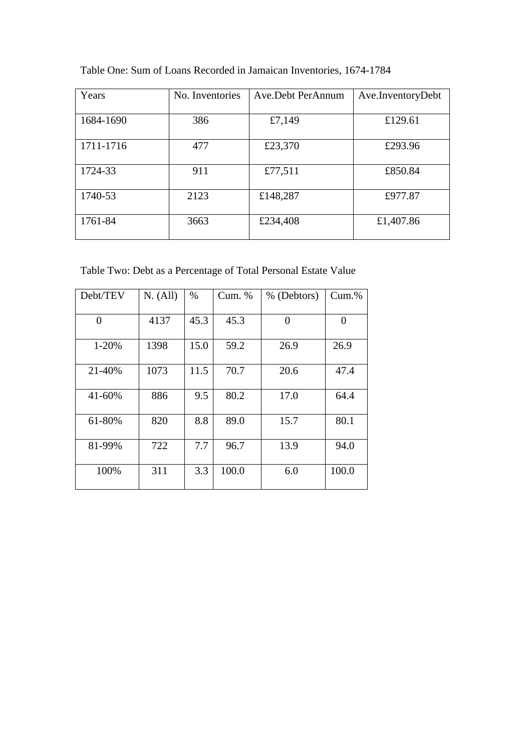Table One: Sum of Loans Recorded in Jamaican Inventories, 1674-1784

| Years | No. Inventories | Ave.Debt PerAnnum | Ave.InventoryDebt |
|---|---|---|---|
| 1684-1690 | 386 | £7,149 | £129.61 |
| 1711-1716 | 477 | £23,370 | £293.96 |
| 1724-33 | 911 | £77,511 | £850.84 |
| 1740-53 | 2123 | £148,287 | £977.87 |
| 1761-84 | 3663 | £234,408 | £1,407.86 |

Table Two: Debt as a Percentage of Total Personal Estate Value

| Debt/TEV | N. (All) | % | Cum. % | % (Debtors) | Cum.% |
|---|---|---|---|---|---|
| 0 | 4137 | 45.3 | 45.3 | 0 | 0 |
| 1-20% | 1398 | 15.0 | 59.2 | 26.9 | 26.9 |
| 21-40% | 1073 | 11.5 | 70.7 | 20.6 | 47.4 |
| 41-60% | 886 | 9.5 | 80.2 | 17.0 | 64.4 |
| 61-80% | 820 | 8.8 | 89.0 | 15.7 | 80.1 |
| 81-99% | 722 | 7.7 | 96.7 | 13.9 | 94.0 |
| 100% | 311 | 3.3 | 100.0 | 6.0 | 100.0 |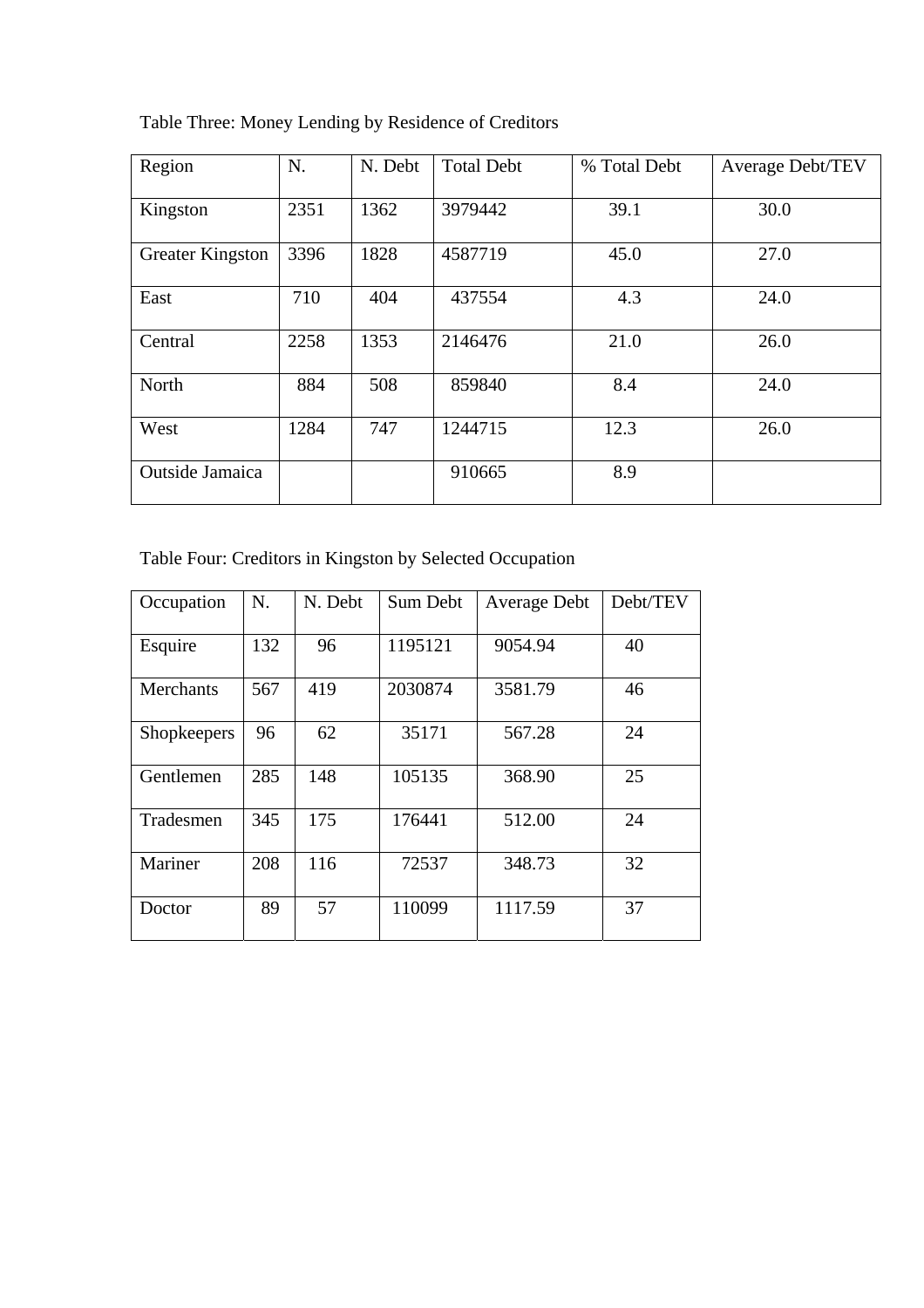Table Three: Money Lending by Residence of Creditors

| Region | N. | N. Debt | Total Debt | % Total Debt | Average Debt/TEV |
|---|---|---|---|---|---|
| Kingston | 2351 | 1362 | 3979442 | 39.1 | 30.0 |
| Greater Kingston | 3396 | 1828 | 4587719 | 45.0 | 27.0 |
| East | 710 | 404 | 437554 | 4.3 | 24.0 |
| Central | 2258 | 1353 | 2146476 | 21.0 | 26.0 |
| North | 884 | 508 | 859840 | 8.4 | 24.0 |
| West | 1284 | 747 | 1244715 | 12.3 | 26.0 |
| Outside Jamaica | | | 910665 | 8.9 | |

Table Four: Creditors in Kingston by Selected Occupation

| Occupation | N. | N. Debt | Sum Debt | Average Debt | Debt/TEV |
|---|---|---|---|---|---|
| Esquire | 132 | 96 | 1195121 | 9054.94 | 40 |
| Merchants | 567 | 419 | 2030874 | 3581.79 | 46 |
| Shopkeepers | 96 | 62 | 35171 | 567.28 | 24 |
| Gentlemen | 285 | 148 | 105135 | 368.90 | 25 |
| Tradesmen | 345 | 175 | 176441 | 512.00 | 24 |
| Mariner | 208 | 116 | 72537 | 348.73 | 32 |
| Doctor | 89 | 57 | 110099 | 1117.59 | 37 |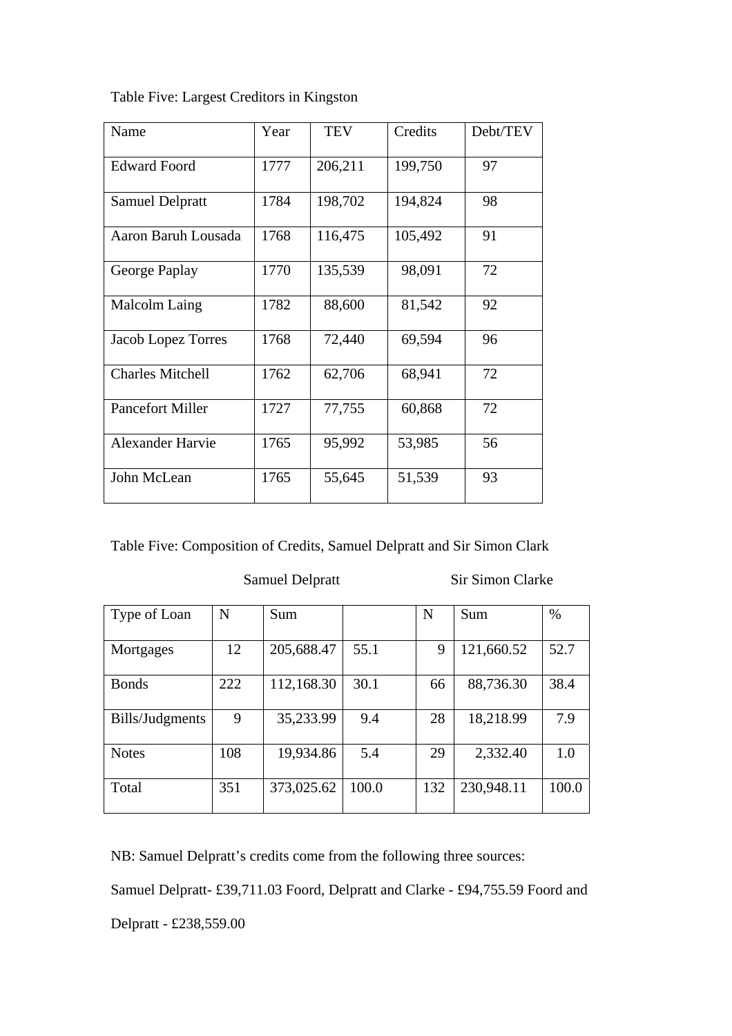Table Five: Largest Creditors in Kingston

| Name | Year | TEV | Credits | Debt/TEV |
|---|---|---|---|---|
| Edward Foord | 1777 | 206,211 | 199,750 | 97 |
| Samuel Delpratt | 1784 | 198,702 | 194,824 | 98 |
| Aaron Baruh Lousada | 1768 | 116,475 | 105,492 | 91 |
| George Paplay | 1770 | 135,539 | 98,091 | 72 |
| Malcolm Laing | 1782 | 88,600 | 81,542 | 92 |
| Jacob Lopez Torres | 1768 | 72,440 | 69,594 | 96 |
| Charles Mitchell | 1762 | 62,706 | 68,941 | 72 |
| Pancefort Miller | 1727 | 77,755 | 60,868 | 72 |
| Alexander Harvie | 1765 | 95,992 | 53,985 | 56 |
| John McLean | 1765 | 55,645 | 51,539 | 93 |

Table Five: Composition of Credits, Samuel Delpratt and Sir Simon Clark

| | Samuel Delpratt | | | Sir Simon Clarke | | |
|---|---|---|---|---|---|---|
| Type of Loan | N | Sum | | N | Sum | % |
| Mortgages | 12 | 205,688.47 | 55.1 | 9 | 121,660.52 | 52.7 |
| Bonds | 222 | 112,168.30 | 30.1 | 66 | 88,736.30 | 38.4 |
| Bills/Judgments | 9 | 35,233.99 | 9.4 | 28 | 18,218.99 | 7.9 |
| Notes | 108 | 19,934.86 | 5.4 | 29 | 2,332.40 | 1.0 |
| Total | 351 | 373,025.62 | 100.0 | 132 | 230,948.11 | 100.0 |

NB: Samuel Delpratt's credits come from the following three sources:

Samuel Delpratt- £39,711.03 Foord, Delpratt and Clarke - £94,755.59 Foord and Delpratt - £238,559.00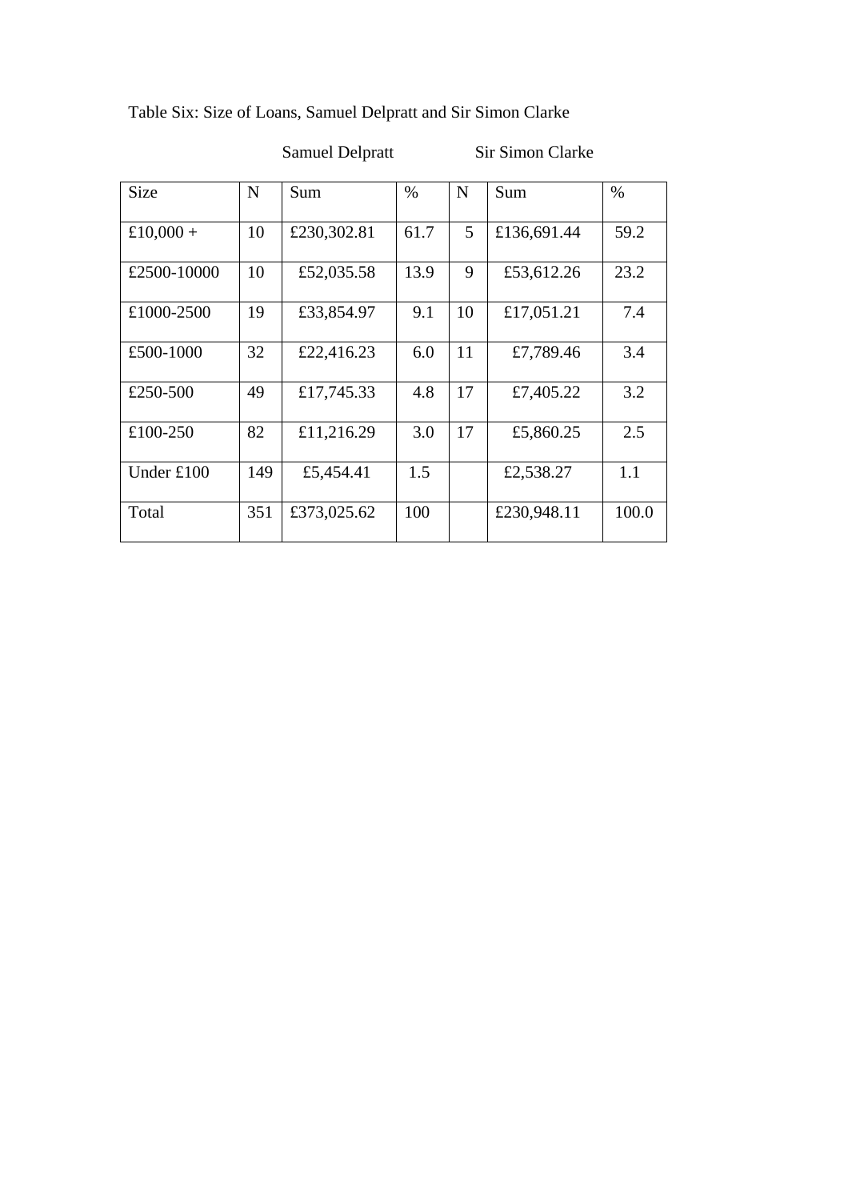Table Six: Size of Loans, Samuel Delpratt and Sir Simon Clarke

| | Samuel Delpratt | | | Sir Simon Clarke | | |
|---|---|---|---|---|---|---|
| Size | N | Sum | % | N | Sum | % |
| £10,000 + | 10 | £230,302.81 | 61.7 | 5 | £136,691.44 | 59.2 |
| £2500-10000 | 10 | £52,035.58 | 13.9 | 9 | £53,612.26 | 23.2 |
| £1000-2500 | 19 | £33,854.97 | 9.1 | 10 | £17,051.21 | 7.4 |
| £500-1000 | 32 | £22,416.23 | 6.0 | 11 | £7,789.46 | 3.4 |
| £250-500 | 49 | £17,745.33 | 4.8 | 17 | £7,405.22 | 3.2 |
| £100-250 | 82 | £11,216.29 | 3.0 | 17 | £5,860.25 | 2.5 |
| Under £100 | 149 | £5,454.41 | 1.5 | | £2,538.27 | 1.1 |
| Total | 351 | £373,025.62 | 100 | | £230,948.11 | 100.0 |